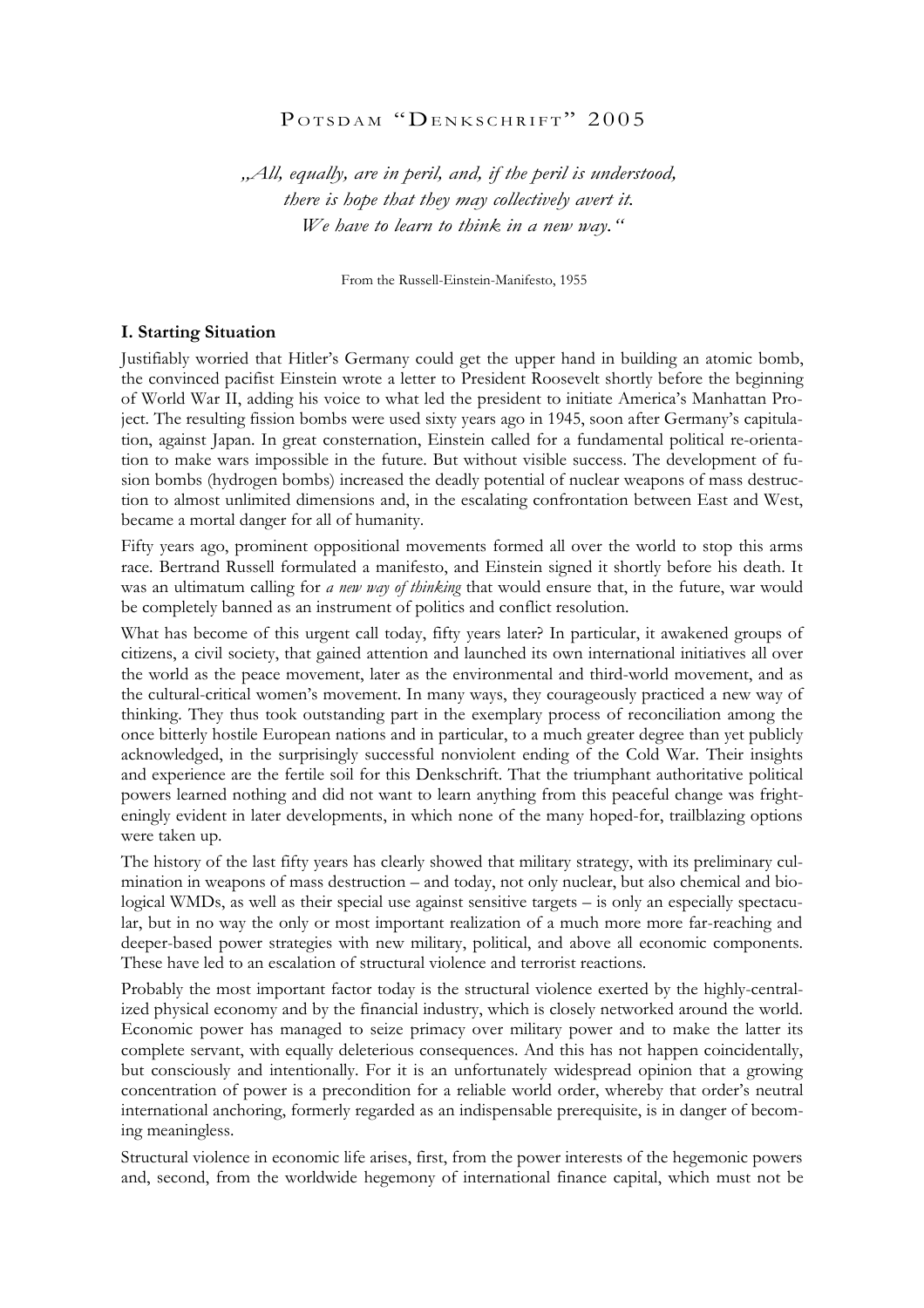# Potsdam "Denkschrift" 2005

*„All, equally, are in peril, and, if the peril is understood, there is hope that they may collectively avert it. We have to learn to think in a new way."*

From the Russell-Einstein-Manifesto, 1955

## I. Starting Situation

Justifiably worried that Hitler's Germany could get the upper hand in building an atomic bomb, the convinced pacifist Einstein wrote a letter to President Roosevelt shortly before the beginning of World War II, adding his voice to what led the president to initiate America's Manhattan Project. The resulting fission bombs were used sixty years ago in 1945, soon after Germany's capitulation, against Japan. In great consternation, Einstein called for a fundamental political re-orientation to make wars impossible in the future. But without visible success. The development of fusion bombs (hydrogen bombs) increased the deadly potential of nuclear weapons of mass destruction to almost unlimited dimensions and, in the escalating confrontation between East and West, became a mortal danger for all of humanity.

Fifty years ago, prominent oppositional movements formed all over the world to stop this arms race. Bertrand Russell formulated a manifesto, and Einstein signed it shortly before his death. It was an ultimatum calling for *a new way of thinking* that would ensure that, in the future, war would be completely banned as an instrument of politics and conflict resolution.

What has become of this urgent call today, fifty years later? In particular, it awakened groups of citizens, a civil society, that gained attention and launched its own international initiatives all over the world as the peace movement, later as the environmental and third-world movement, and as the cultural-critical women's movement. In many ways, they courageously practiced a new way of thinking. They thus took outstanding part in the exemplary process of reconciliation among the once bitterly hostile European nations and in particular, to a much greater degree than yet publicly acknowledged, in the surprisingly successful nonviolent ending of the Cold War. Their insights and experience are the fertile soil for this Denkschrift. That the triumphant authoritative political powers learned nothing and did not want to learn anything from this peaceful change was frighteningly evident in later developments, in which none of the many hoped-for, trailblazing options were taken up.

The history of the last fifty years has clearly showed that military strategy, with its preliminary culmination in weapons of mass destruction – and today, not only nuclear, but also chemical and biological WMDs, as well as their special use against sensitive targets – is only an especially spectacular, but in no way the only or most important realization of a much more more far-reaching and deeper-based power strategies with new military, political, and above all economic components. These have led to an escalation of structural violence and terrorist reactions.

Probably the most important factor today is the structural violence exerted by the highly-centralized physical economy and by the financial industry, which is closely networked around the world. Economic power has managed to seize primacy over military power and to make the latter its complete servant, with equally deleterious consequences. And this has not happen coincidentally, but consciously and intentionally. For it is an unfortunately widespread opinion that a growing concentration of power is a precondition for a reliable world order, whereby that order's neutral international anchoring, formerly regarded as an indispensable prerequisite, is in danger of becoming meaningless.

Structural violence in economic life arises, first, from the power interests of the hegemonic powers and, second, from the worldwide hegemony of international finance capital, which must not be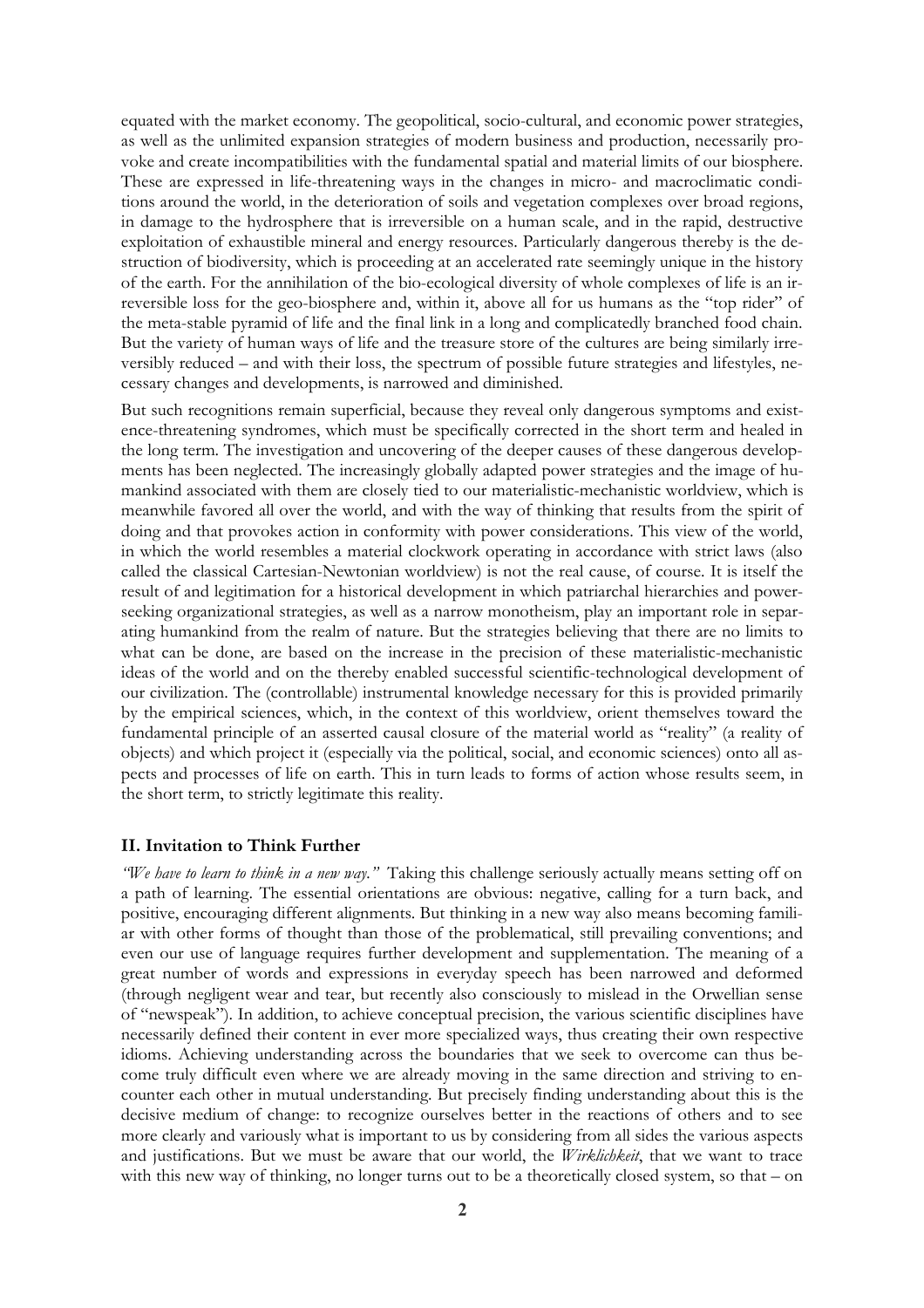equated with the market economy. The geopolitical, socio-cultural, and economic power strategies, as well as the unlimited expansion strategies of modern business and production, necessarily provoke and create incompatibilities with the fundamental spatial and material limits of our biosphere. These are expressed in life-threatening ways in the changes in micro- and macroclimatic conditions around the world, in the deterioration of soils and vegetation complexes over broad regions, in damage to the hydrosphere that is irreversible on a human scale, and in the rapid, destructive exploitation of exhaustible mineral and energy resources. Particularly dangerous thereby is the destruction of biodiversity, which is proceeding at an accelerated rate seemingly unique in the history of the earth. For the annihilation of the bio-ecological diversity of whole complexes of life is an irreversible loss for the geo-biosphere and, within it, above all for us humans as the "top rider" of the meta-stable pyramid of life and the final link in a long and complicatedly branched food chain. But the variety of human ways of life and the treasure store of the cultures are being similarly irreversibly reduced – and with their loss, the spectrum of possible future strategies and lifestyles, necessary changes and developments, is narrowed and diminished.

But such recognitions remain superficial, because they reveal only dangerous symptoms and existence-threatening syndromes, which must be specifically corrected in the short term and healed in the long term. The investigation and uncovering of the deeper causes of these dangerous developments has been neglected. The increasingly globally adapted power strategies and the image of humankind associated with them are closely tied to our materialistic-mechanistic worldview, which is meanwhile favored all over the world, and with the way of thinking that results from the spirit of doing and that provokes action in conformity with power considerations. This view of the world, in which the world resembles a material clockwork operating in accordance with strict laws (also called the classical Cartesian-Newtonian worldview) is not the real cause, of course. It is itself the result of and legitimation for a historical development in which patriarchal hierarchies and power-seeking organizational strategies, as well as a narrow monotheism, play an important role in separating humankind from the realm of nature. But the strategies believing that there are no limits to what can be done, are based on the increase in the precision of these materialistic-mechanistic ideas of the world and on the thereby enabled successful scientific-technological development of our civilization. The (controllable) instrumental knowledge necessary for this is provided primarily by the empirical sciences, which, in the context of this worldview, orient themselves toward the fundamental principle of an asserted causal closure of the material world as "reality" (a reality of objects) and which project it (especially via the political, social, and economic sciences) onto all aspects and processes of life on earth. This in turn leads to forms of action whose results seem, in the short term, to strictly legitimate this reality.

## II. Invitation to Think Further

*"We have to learn to think in a new way."* Taking this challenge seriously actually means setting off on a path of learning. The essential orientations are obvious: negative, calling for a turn back, and positive, encouraging different alignments. But thinking in a new way also means becoming familiar with other forms of thought than those of the problematical, still prevailing conventions; and even our use of language requires further development and supplementation. The meaning of a great number of words and expressions in everyday speech has been narrowed and deformed (through negligent wear and tear, but recently also consciously to mislead in the Orwellian sense of "newspeak"). In addition, to achieve conceptual precision, the various scientific disciplines have necessarily defined their content in ever more specialized ways, thus creating their own respective idioms. Achieving understanding across the boundaries that we seek to overcome can thus become truly difficult even where we are already moving in the same direction and striving to encounter each other in mutual understanding. But precisely finding understanding about this is the decisive medium of change: to recognize ourselves better in the reactions of others and to see more clearly and variously what is important to us by considering from all sides the various aspects and justifications. But we must be aware that our world, the *Wirklichkeit*, that we want to trace with this new way of thinking, no longer turns out to be a theoretically closed system, so that – on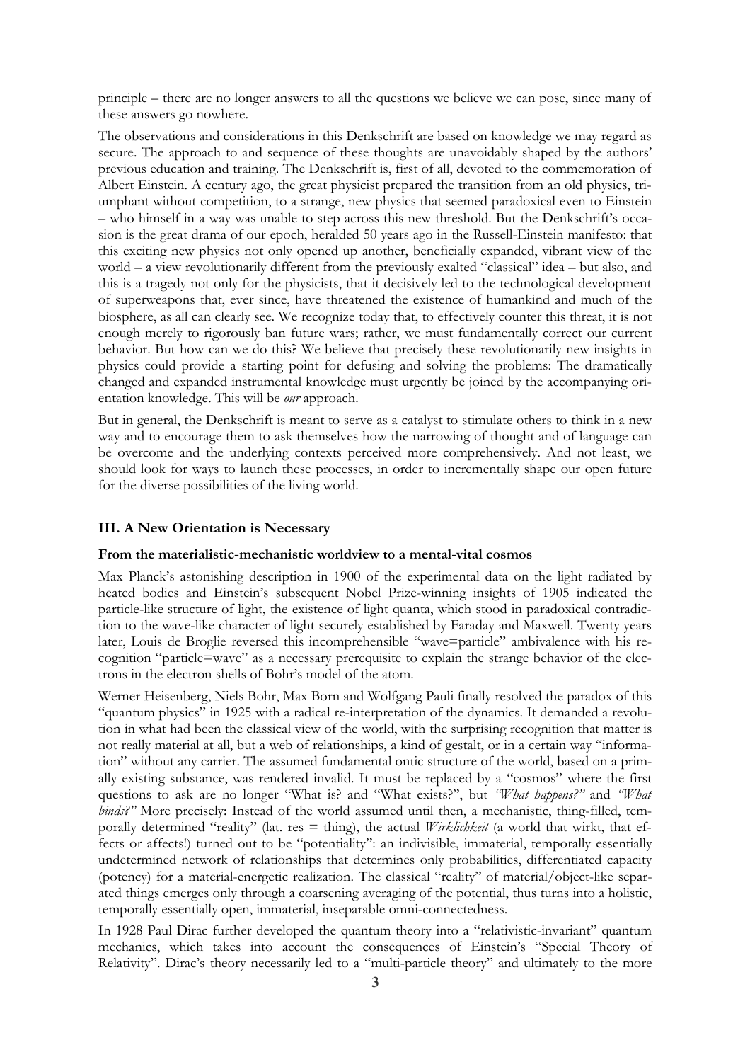principle – there are no longer answers to all the questions we believe we can pose, since many of these answers go nowhere.

The observations and considerations in this Denkschrift are based on knowledge we may regard as secure. The approach to and sequence of these thoughts are unavoidably shaped by the authors' previous education and training. The Denkschrift is, first of all, devoted to the commemoration of Albert Einstein. A century ago, the great physicist prepared the transition from an old physics, triumphant without competition, to a strange, new physics that seemed paradoxical even to Einstein – who himself in a way was unable to step across this new threshold. But the Denkschrift's occasion is the great drama of our epoch, heralded 50 years ago in the Russell-Einstein manifesto: that this exciting new physics not only opened up another, beneficially expanded, vibrant view of the world – a view revolutionarily different from the previously exalted "classical" idea – but also, and this is a tragedy not only for the physicists, that it decisively led to the technological development of superweapons that, ever since, have threatened the existence of humankind and much of the biosphere, as all can clearly see. We recognize today that, to effectively counter this threat, it is not enough merely to rigorously ban future wars; rather, we must fundamentally correct our current behavior. But how can we do this? We believe that precisely these revolutionarily new insights in physics could provide a starting point for defusing and solving the problems: The dramatically changed and expanded instrumental knowledge must urgently be joined by the accompanying orientation knowledge. This will be *our* approach.

But in general, the Denkschrift is meant to serve as a catalyst to stimulate others to think in a new way and to encourage them to ask themselves how the narrowing of thought and of language can be overcome and the underlying contexts perceived more comprehensively. And not least, we should look for ways to launch these processes, in order to incrementally shape our open future for the diverse possibilities of the living world.

## III. A New Orientation is Necessary

### From the materialistic-mechanistic worldview to a mental-vital cosmos

Max Planck's astonishing description in 1900 of the experimental data on the light radiated by heated bodies and Einstein's subsequent Nobel Prize-winning insights of 1905 indicated the particle-like structure of light, the existence of light quanta, which stood in paradoxical contradiction to the wave-like character of light securely established by Faraday and Maxwell. Twenty years later, Louis de Broglie reversed this incomprehensible "wave=particle" ambivalence with his recognition "particle=wave" as a necessary prerequisite to explain the strange behavior of the electrons in the electron shells of Bohr's model of the atom.

Werner Heisenberg, Niels Bohr, Max Born and Wolfgang Pauli finally resolved the paradox of this "quantum physics" in 1925 with a radical re-interpretation of the dynamics. It demanded a revolution in what had been the classical view of the world, with the surprising recognition that matter is not really material at all, but a web of relationships, a kind of gestalt, or in a certain way "information" without any carrier. The assumed fundamental ontic structure of the world, based on a primally existing substance, was rendered invalid. It must be replaced by a "cosmos" where the first questions to ask are no longer "What is? and "What exists?", but *"What happens?"* and *"What binds?"* More precisely: Instead of the world assumed until then, a mechanistic, thing-filled, temporally determined "reality" (lat. res = thing), the actual *Wirklichkeit* (a world that wirkt, that effects or affects!) turned out to be "potentiality": an indivisible, immaterial, temporally essentially undetermined network of relationships that determines only probabilities, differentiated capacity (potency) for a material-energetic realization. The classical "reality" of material/object-like separated things emerges only through a coarsening averaging of the potential, thus turns into a holistic, temporally essentially open, immaterial, inseparable omni-connectedness.

In 1928 Paul Dirac further developed the quantum theory into a "relativistic-invariant" quantum mechanics, which takes into account the consequences of Einstein's "Special Theory of Relativity". Dirac's theory necessarily led to a "multi-particle theory" and ultimately to the more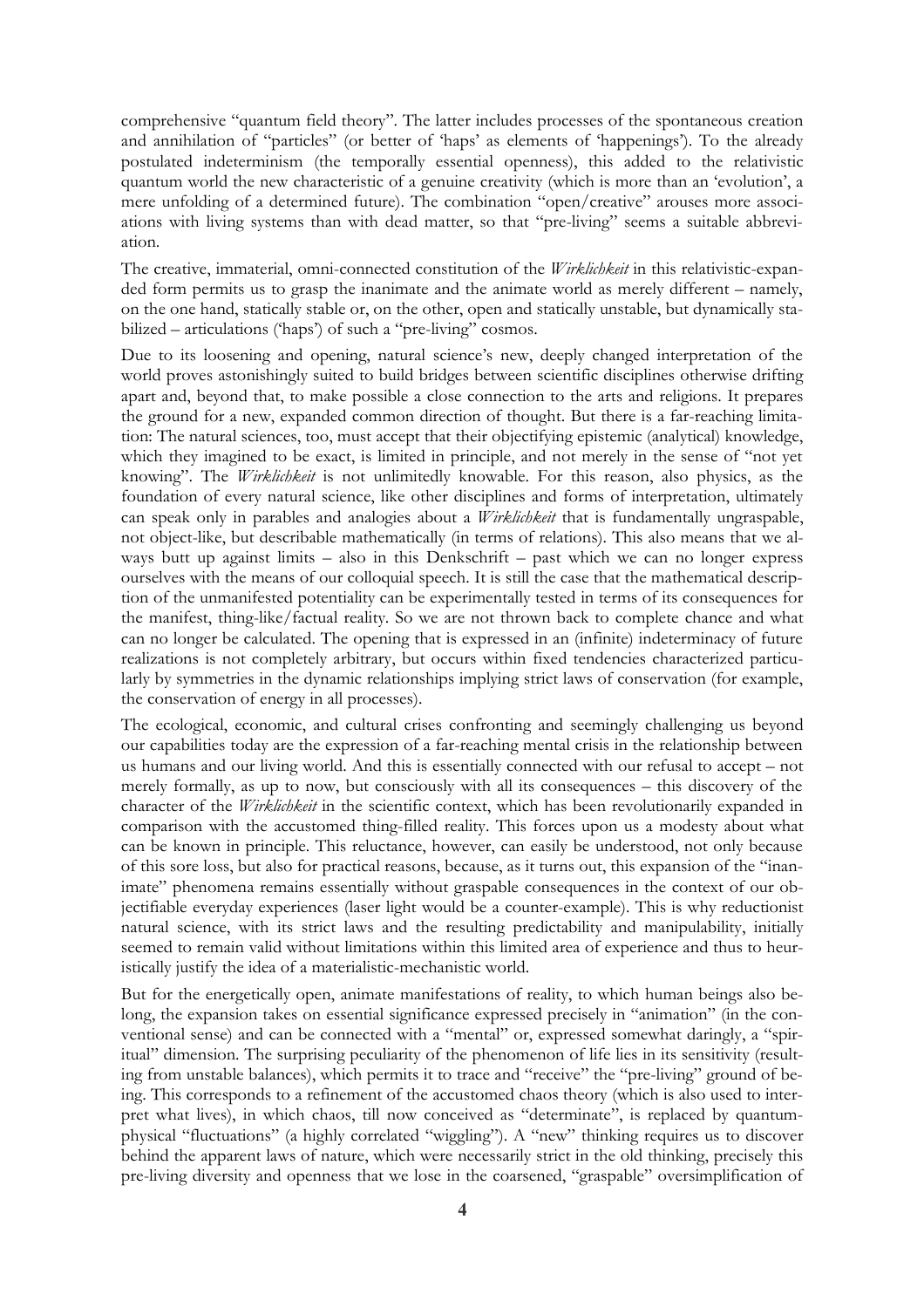comprehensive "quantum field theory". The latter includes processes of the spontaneous creation and annihilation of "particles" (or better of 'haps' as elements of 'happenings'). To the already postulated indeterminism (the temporally essential openness), this added to the relativistic quantum world the new characteristic of a genuine creativity (which is more than an 'evolution', a mere unfolding of a determined future). The combination "open/creative" arouses more associations with living systems than with dead matter, so that "pre-living" seems a suitable abbreviation.

The creative, immaterial, omni-connected constitution of the *Wirklichkeit* in this relativistic-expanded form permits us to grasp the inanimate and the animate world as merely different – namely, on the one hand, statically stable or, on the other, open and statically unstable, but dynamically stabilized – articulations ('haps') of such a "pre-living" cosmos.

Due to its loosening and opening, natural science's new, deeply changed interpretation of the world proves astonishingly suited to build bridges between scientific disciplines otherwise drifting apart and, beyond that, to make possible a close connection to the arts and religions. It prepares the ground for a new, expanded common direction of thought. But there is a far-reaching limitation: The natural sciences, too, must accept that their objectifying epistemic (analytical) knowledge, which they imagined to be exact, is limited in principle, and not merely in the sense of "not yet knowing". The *Wirklichkeit* is not unlimitedly knowable. For this reason, also physics, as the foundation of every natural science, like other disciplines and forms of interpretation, ultimately can speak only in parables and analogies about a *Wirklichkeit* that is fundamentally ungraspable, not object-like, but describable mathematically (in terms of relations). This also means that we always butt up against limits – also in this Denkschrift – past which we can no longer express ourselves with the means of our colloquial speech. It is still the case that the mathematical description of the unmanifested potentiality can be experimentally tested in terms of its consequences for the manifest, thing-like/factual reality. So we are not thrown back to complete chance and what can no longer be calculated. The opening that is expressed in an (infinite) indeterminacy of future realizations is not completely arbitrary, but occurs within fixed tendencies characterized particularly by symmetries in the dynamic relationships implying strict laws of conservation (for example, the conservation of energy in all processes).

The ecological, economic, and cultural crises confronting and seemingly challenging us beyond our capabilities today are the expression of a far-reaching mental crisis in the relationship between us humans and our living world. And this is essentially connected with our refusal to accept – not merely formally, as up to now, but consciously with all its consequences – this discovery of the character of the *Wirklichkeit* in the scientific context, which has been revolutionarily expanded in comparison with the accustomed thing-filled reality. This forces upon us a modesty about what can be known in principle. This reluctance, however, can easily be understood, not only because of this sore loss, but also for practical reasons, because, as it turns out, this expansion of the "inanimate" phenomena remains essentially without graspable consequences in the context of our objectifiable everyday experiences (laser light would be a counter-example). This is why reductionist natural science, with its strict laws and the resulting predictability and manipulability, initially seemed to remain valid without limitations within this limited area of experience and thus to heuristically justify the idea of a materialistic-mechanistic world.

But for the energetically open, animate manifestations of reality, to which human beings also belong, the expansion takes on essential significance expressed precisely in "animation" (in the conventional sense) and can be connected with a "mental" or, expressed somewhat daringly, a "spiritual" dimension. The surprising peculiarity of the phenomenon of life lies in its sensitivity (resulting from unstable balances), which permits it to trace and "receive" the "pre-living" ground of being. This corresponds to a refinement of the accustomed chaos theory (which is also used to interpret what lives), in which chaos, till now conceived as "determinate", is replaced by quantum-physical "fluctuations" (a highly correlated "wiggling"). A "new" thinking requires us to discover behind the apparent laws of nature, which were necessarily strict in the old thinking, precisely this pre-living diversity and openness that we lose in the coarsened, "graspable" oversimplification of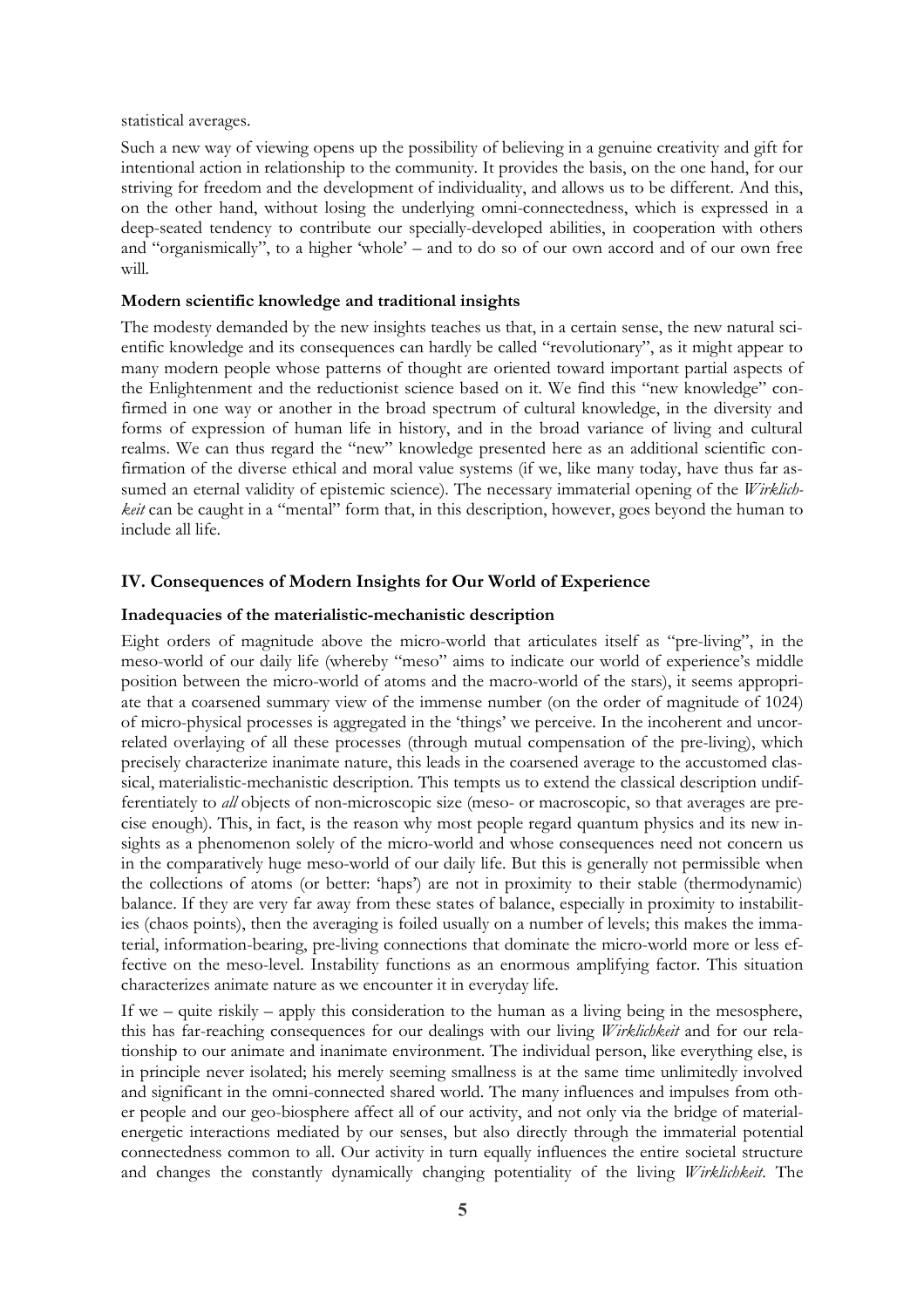statistical averages.

Such a new way of viewing opens up the possibility of believing in a genuine creativity and gift for intentional action in relationship to the community. It provides the basis, on the one hand, for our striving for freedom and the development of individuality, and allows us to be different. And this, on the other hand, without losing the underlying omni-connectedness, which is expressed in a deep-seated tendency to contribute our specially-developed abilities, in cooperation with others and "organismically", to a higher 'whole' – and to do so of our own accord and of our own free will.

### Modern scientific knowledge and traditional insights

The modesty demanded by the new insights teaches us that, in a certain sense, the new natural scientific knowledge and its consequences can hardly be called "revolutionary", as it might appear to many modern people whose patterns of thought are oriented toward important partial aspects of the Enlightenment and the reductionist science based on it. We find this "new knowledge" confirmed in one way or another in the broad spectrum of cultural knowledge, in the diversity and forms of expression of human life in history, and in the broad variance of living and cultural realms. We can thus regard the "new" knowledge presented here as an additional scientific confirmation of the diverse ethical and moral value systems (if we, like many today, have thus far assumed an eternal validity of epistemic science). The necessary immaterial opening of the *Wirklichkeit* can be caught in a "mental" form that, in this description, however, goes beyond the human to include all life.

## IV. Consequences of Modern Insights for Our World of Experience

### Inadequacies of the materialistic-mechanistic description

Eight orders of magnitude above the micro-world that articulates itself as "pre-living", in the meso-world of our daily life (whereby "meso" aims to indicate our world of experience's middle position between the micro-world of atoms and the macro-world of the stars), it seems appropriate that a coarsened summary view of the immense number (on the order of magnitude of 1024) of micro-physical processes is aggregated in the 'things' we perceive. In the incoherent and uncorrelated overlaying of all these processes (through mutual compensation of the pre-living), which precisely characterize inanimate nature, this leads in the coarsened average to the accustomed classical, materialistic-mechanistic description. This tempts us to extend the classical description undifferentiately to *all* objects of non-microscopic size (meso- or macroscopic, so that averages are precise enough). This, in fact, is the reason why most people regard quantum physics and its new insights as a phenomenon solely of the micro-world and whose consequences need not concern us in the comparatively huge meso-world of our daily life. But this is generally not permissible when the collections of atoms (or better: 'haps') are not in proximity to their stable (thermodynamic) balance. If they are very far away from these states of balance, especially in proximity to instabilities (chaos points), then the averaging is foiled usually on a number of levels; this makes the immaterial, information-bearing, pre-living connections that dominate the micro-world more or less effective on the meso-level. Instability functions as an enormous amplifying factor. This situation characterizes animate nature as we encounter it in everyday life.

If we – quite riskily – apply this consideration to the human as a living being in the mesosphere, this has far-reaching consequences for our dealings with our living *Wirklichkeit* and for our relationship to our animate and inanimate environment. The individual person, like everything else, is in principle never isolated; his merely seeming smallness is at the same time unlimitedly involved and significant in the omni-connected shared world. The many influences and impulses from other people and our geo-biosphere affect all of our activity, and not only via the bridge of material-energetic interactions mediated by our senses, but also directly through the immaterial potential connectedness common to all. Our activity in turn equally influences the entire societal structure and changes the constantly dynamically changing potentiality of the living *Wirklichkeit*. The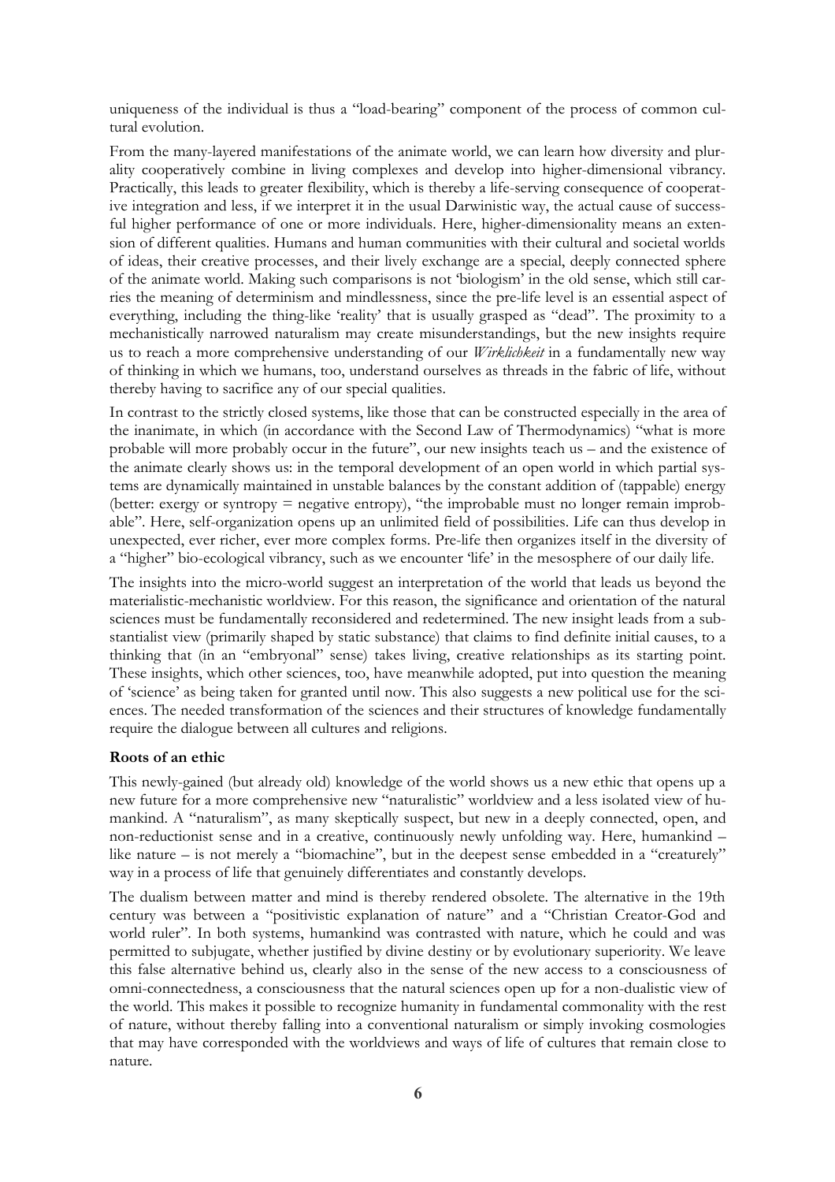uniqueness of the individual is thus a "load-bearing" component of the process of common cultural evolution.

From the many-layered manifestations of the animate world, we can learn how diversity and plurality cooperatively combine in living complexes and develop into higher-dimensional vibrancy. Practically, this leads to greater flexibility, which is thereby a life-serving consequence of cooperative integration and less, if we interpret it in the usual Darwinistic way, the actual cause of successful higher performance of one or more individuals. Here, higher-dimensionality means an extension of different qualities. Humans and human communities with their cultural and societal worlds of ideas, their creative processes, and their lively exchange are a special, deeply connected sphere of the animate world. Making such comparisons is not 'biologism' in the old sense, which still carries the meaning of determinism and mindlessness, since the pre-life level is an essential aspect of everything, including the thing-like 'reality' that is usually grasped as "dead". The proximity to a mechanistically narrowed naturalism may create misunderstandings, but the new insights require us to reach a more comprehensive understanding of our *Wirklichkeit* in a fundamentally new way of thinking in which we humans, too, understand ourselves as threads in the fabric of life, without thereby having to sacrifice any of our special qualities.

In contrast to the strictly closed systems, like those that can be constructed especially in the area of the inanimate, in which (in accordance with the Second Law of Thermodynamics) "what is more probable will more probably occur in the future", our new insights teach us – and the existence of the animate clearly shows us: in the temporal development of an open world in which partial systems are dynamically maintained in unstable balances by the constant addition of (tappable) energy (better: exergy or syntropy = negative entropy), "the improbable must no longer remain improbable". Here, self-organization opens up an unlimited field of possibilities. Life can thus develop in unexpected, ever richer, ever more complex forms. Pre-life then organizes itself in the diversity of a "higher" bio-ecological vibrancy, such as we encounter 'life' in the mesosphere of our daily life.

The insights into the micro-world suggest an interpretation of the world that leads us beyond the materialistic-mechanistic worldview. For this reason, the significance and orientation of the natural sciences must be fundamentally reconsidered and redetermined. The new insight leads from a substantialist view (primarily shaped by static substance) that claims to find definite initial causes, to a thinking that (in an "embryonal" sense) takes living, creative relationships as its starting point. These insights, which other sciences, too, have meanwhile adopted, put into question the meaning of 'science' as being taken for granted until now. This also suggests a new political use for the sciences. The needed transformation of the sciences and their structures of knowledge fundamentally require the dialogue between all cultures and religions.

**Roots of an ethic**

This newly-gained (but already old) knowledge of the world shows us a new ethic that opens up a new future for a more comprehensive new "naturalistic" worldview and a less isolated view of humankind. A "naturalism", as many skeptically suspect, but new in a deeply connected, open, and non-reductionist sense and in a creative, continuously newly unfolding way. Here, humankind – like nature – is not merely a "biomachine", but in the deepest sense embedded in a "creaturely" way in a process of life that genuinely differentiates and constantly develops.

The dualism between matter and mind is thereby rendered obsolete. The alternative in the 19th century was between a "positivistic explanation of nature" and a "Christian Creator-God and world ruler". In both systems, humankind was contrasted with nature, which he could and was permitted to subjugate, whether justified by divine destiny or by evolutionary superiority. We leave this false alternative behind us, clearly also in the sense of the new access to a consciousness of omni-connectedness, a consciousness that the natural sciences open up for a non-dualistic view of the world. This makes it possible to recognize humanity in fundamental commonality with the rest of nature, without thereby falling into a conventional naturalism or simply invoking cosmologies that may have corresponded with the worldviews and ways of life of cultures that remain close to nature.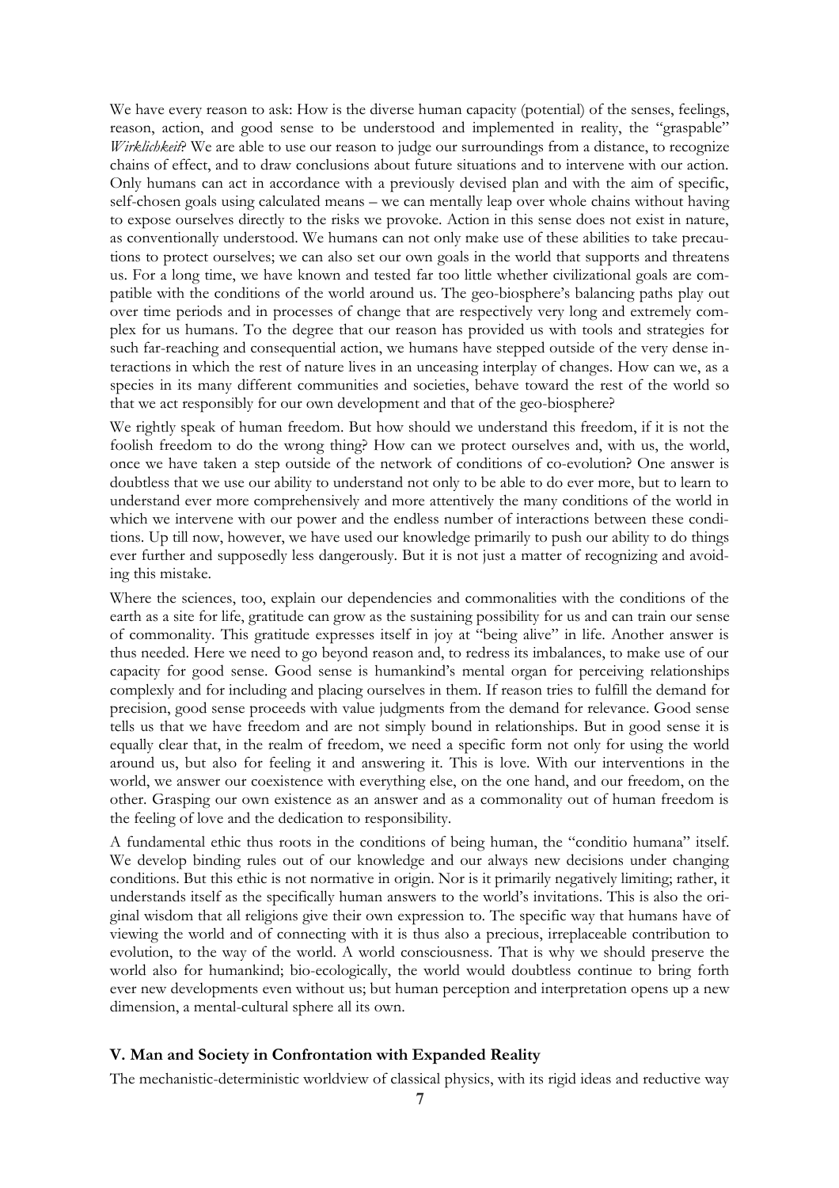We have every reason to ask: How is the diverse human capacity (potential) of the senses, feelings, reason, action, and good sense to be understood and implemented in reality, the "graspable" *Wirklichkeit*? We are able to use our reason to judge our surroundings from a distance, to recognize chains of effect, and to draw conclusions about future situations and to intervene with our action. Only humans can act in accordance with a previously devised plan and with the aim of specific, self-chosen goals using calculated means – we can mentally leap over whole chains without having to expose ourselves directly to the risks we provoke. Action in this sense does not exist in nature, as conventionally understood. We humans can not only make use of these abilities to take precautions to protect ourselves; we can also set our own goals in the world that supports and threatens us. For a long time, we have known and tested far too little whether civilizational goals are compatible with the conditions of the world around us. The geo-biosphere's balancing paths play out over time periods and in processes of change that are respectively very long and extremely complex for us humans. To the degree that our reason has provided us with tools and strategies for such far-reaching and consequential action, we humans have stepped outside of the very dense interactions in which the rest of nature lives in an unceasing interplay of changes. How can we, as a species in its many different communities and societies, behave toward the rest of the world so that we act responsibly for our own development and that of the geo-biosphere?

We rightly speak of human freedom. But how should we understand this freedom, if it is not the foolish freedom to do the wrong thing? How can we protect ourselves and, with us, the world, once we have taken a step outside of the network of conditions of co-evolution? One answer is doubtless that we use our ability to understand not only to be able to do ever more, but to learn to understand ever more comprehensively and more attentively the many conditions of the world in which we intervene with our power and the endless number of interactions between these conditions. Up till now, however, we have used our knowledge primarily to push our ability to do things ever further and supposedly less dangerously. But it is not just a matter of recognizing and avoiding this mistake.

Where the sciences, too, explain our dependencies and commonalities with the conditions of the earth as a site for life, gratitude can grow as the sustaining possibility for us and can train our sense of commonality. This gratitude expresses itself in joy at "being alive" in life. Another answer is thus needed. Here we need to go beyond reason and, to redress its imbalances, to make use of our capacity for good sense. Good sense is humankind's mental organ for perceiving relationships complexly and for including and placing ourselves in them. If reason tries to fulfill the demand for precision, good sense proceeds with value judgments from the demand for relevance. Good sense tells us that we have freedom and are not simply bound in relationships. But in good sense it is equally clear that, in the realm of freedom, we need a specific form not only for using the world around us, but also for feeling it and answering it. This is love. With our interventions in the world, we answer our coexistence with everything else, on the one hand, and our freedom, on the other. Grasping our own existence as an answer and as a commonality out of human freedom is the feeling of love and the dedication to responsibility.

A fundamental ethic thus roots in the conditions of being human, the "conditio humana" itself. We develop binding rules out of our knowledge and our always new decisions under changing conditions. But this ethic is not normative in origin. Nor is it primarily negatively limiting; rather, it understands itself as the specifically human answers to the world's invitations. This is also the original wisdom that all religions give their own expression to. The specific way that humans have of viewing the world and of connecting with it is thus also a precious, irreplaceable contribution to evolution, to the way of the world. A world consciousness. That is why we should preserve the world also for humankind; bio-ecologically, the world would doubtless continue to bring forth ever new developments even without us; but human perception and interpretation opens up a new dimension, a mental-cultural sphere all its own.

### V. Man and Society in Confrontation with Expanded Reality

The mechanistic-deterministic worldview of classical physics, with its rigid ideas and reductive way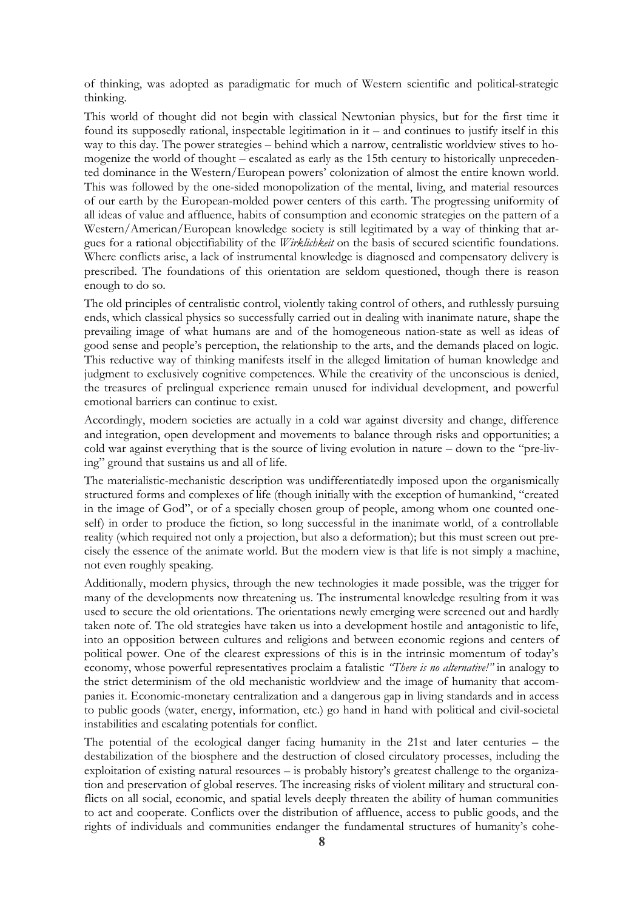of thinking, was adopted as paradigmatic for much of Western scientific and political-strategic thinking.

This world of thought did not begin with classical Newtonian physics, but for the first time it found its supposedly rational, inspectable legitimation in it – and continues to justify itself in this way to this day. The power strategies – behind which a narrow, centralistic worldview stives to homogenize the world of thought – escalated as early as the 15th century to historically unprecedented dominance in the Western/European powers' colonization of almost the entire known world. This was followed by the one-sided monopolization of the mental, living, and material resources of our earth by the European-molded power centers of this earth. The progressing uniformity of all ideas of value and affluence, habits of consumption and economic strategies on the pattern of a Western/American/European knowledge society is still legitimated by a way of thinking that argues for a rational objectifiability of the *Wirklichkeit* on the basis of secured scientific foundations. Where conflicts arise, a lack of instrumental knowledge is diagnosed and compensatory delivery is prescribed. The foundations of this orientation are seldom questioned, though there is reason enough to do so.

The old principles of centralistic control, violently taking control of others, and ruthlessly pursuing ends, which classical physics so successfully carried out in dealing with inanimate nature, shape the prevailing image of what humans are and of the homogeneous nation-state as well as ideas of good sense and people's perception, the relationship to the arts, and the demands placed on logic. This reductive way of thinking manifests itself in the alleged limitation of human knowledge and judgment to exclusively cognitive competences. While the creativity of the unconscious is denied, the treasures of prelingual experience remain unused for individual development, and powerful emotional barriers can continue to exist.

Accordingly, modern societies are actually in a cold war against diversity and change, difference and integration, open development and movements to balance through risks and opportunities; a cold war against everything that is the source of living evolution in nature – down to the "pre-living" ground that sustains us and all of life.

The materialistic-mechanistic description was undifferentiatedly imposed upon the organismically structured forms and complexes of life (though initially with the exception of humankind, "created in the image of God", or of a specially chosen group of people, among whom one counted oneself) in order to produce the fiction, so long successful in the inanimate world, of a controllable reality (which required not only a projection, but also a deformation); but this must screen out precisely the essence of the animate world. But the modern view is that life is not simply a machine, not even roughly speaking.

Additionally, modern physics, through the new technologies it made possible, was the trigger for many of the developments now threatening us. The instrumental knowledge resulting from it was used to secure the old orientations. The orientations newly emerging were screened out and hardly taken note of. The old strategies have taken us into a development hostile and antagonistic to life, into an opposition between cultures and religions and between economic regions and centers of political power. One of the clearest expressions of this is in the intrinsic momentum of today's economy, whose powerful representatives proclaim a fatalistic *"There is no alternative!"* in analogy to the strict determinism of the old mechanistic worldview and the image of humanity that accompanies it. Economic-monetary centralization and a dangerous gap in living standards and in access to public goods (water, energy, information, etc.) go hand in hand with political and civil-societal instabilities and escalating potentials for conflict.

The potential of the ecological danger facing humanity in the 21st and later centuries – the destabilization of the biosphere and the destruction of closed circulatory processes, including the exploitation of existing natural resources – is probably history's greatest challenge to the organization and preservation of global reserves. The increasing risks of violent military and structural conflicts on all social, economic, and spatial levels deeply threaten the ability of human communities to act and cooperate. Conflicts over the distribution of affluence, access to public goods, and the rights of individuals and communities endanger the fundamental structures of humanity's cohe-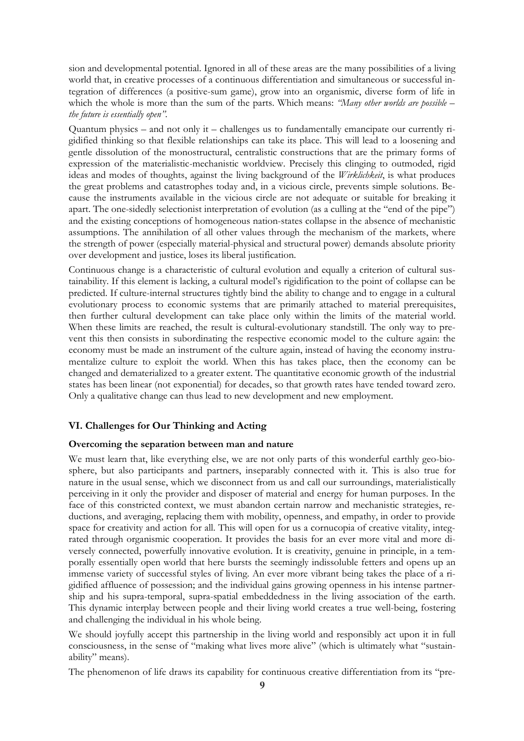sion and developmental potential. Ignored in all of these areas are the many possibilities of a living world that, in creative processes of a continuous differentiation and simultaneous or successful integration of differences (a positive-sum game), grow into an organismic, diverse form of life in which the whole is more than the sum of the parts. Which means: *"Many other worlds are possible – the future is essentially open"*.

Quantum physics – and not only it – challenges us to fundamentally emancipate our currently rigidified thinking so that flexible relationships can take its place. This will lead to a loosening and gentle dissolution of the monostructural, centralistic constructions that are the primary forms of expression of the materialistic-mechanistic worldview. Precisely this clinging to outmoded, rigid ideas and modes of thoughts, against the living background of the *Wirklichkeit*, is what produces the great problems and catastrophes today and, in a vicious circle, prevents simple solutions. Because the instruments available in the vicious circle are not adequate or suitable for breaking it apart. The one-sidedly selectionist interpretation of evolution (as a culling at the "end of the pipe") and the existing conceptions of homogeneous nation-states collapse in the absence of mechanistic assumptions. The annihilation of all other values through the mechanism of the markets, where the strength of power (especially material-physical and structural power) demands absolute priority over development and justice, loses its liberal justification.

Continuous change is a characteristic of cultural evolution and equally a criterion of cultural sustainability. If this element is lacking, a cultural model's rigidification to the point of collapse can be predicted. If culture-internal structures tightly bind the ability to change and to engage in a cultural evolutionary process to economic systems that are primarily attached to material prerequisites, then further cultural development can take place only within the limits of the material world. When these limits are reached, the result is cultural-evolutionary standstill. The only way to prevent this then consists in subordinating the respective economic model to the culture again: the economy must be made an instrument of the culture again, instead of having the economy instrumentalize culture to exploit the world. When this has takes place, then the economy can be changed and dematerialized to a greater extent. The quantitative economic growth of the industrial states has been linear (not exponential) for decades, so that growth rates have tended toward zero. Only a qualitative change can thus lead to new development and new employment.

## VI. Challenges for Our Thinking and Acting

### Overcoming the separation between man and nature

We must learn that, like everything else, we are not only parts of this wonderful earthly geo-biosphere, but also participants and partners, inseparably connected with it. This is also true for nature in the usual sense, which we disconnect from us and call our surroundings, materialistically perceiving in it only the provider and disposer of material and energy for human purposes. In the face of this constricted context, we must abandon certain narrow and mechanistic strategies, reductions, and averaging, replacing them with mobility, openness, and empathy, in order to provide space for creativity and action for all. This will open for us a cornucopia of creative vitality, integrated through organismic cooperation. It provides the basis for an ever more vital and more diversely connected, powerfully innovative evolution. It is creativity, genuine in principle, in a temporally essentially open world that here bursts the seemingly indissoluble fetters and opens up an immense variety of successful styles of living. An ever more vibrant being takes the place of a rigidified affluence of possession; and the individual gains growing openness in his intense partnership and his supra-temporal, supra-spatial embeddedness in the living association of the earth. This dynamic interplay between people and their living world creates a true well-being, fostering and challenging the individual in his whole being.

We should joyfully accept this partnership in the living world and responsibly act upon it in full consciousness, in the sense of "making what lives more alive" (which is ultimately what "sustainability" means).

The phenomenon of life draws its capability for continuous creative differentiation from its "pre-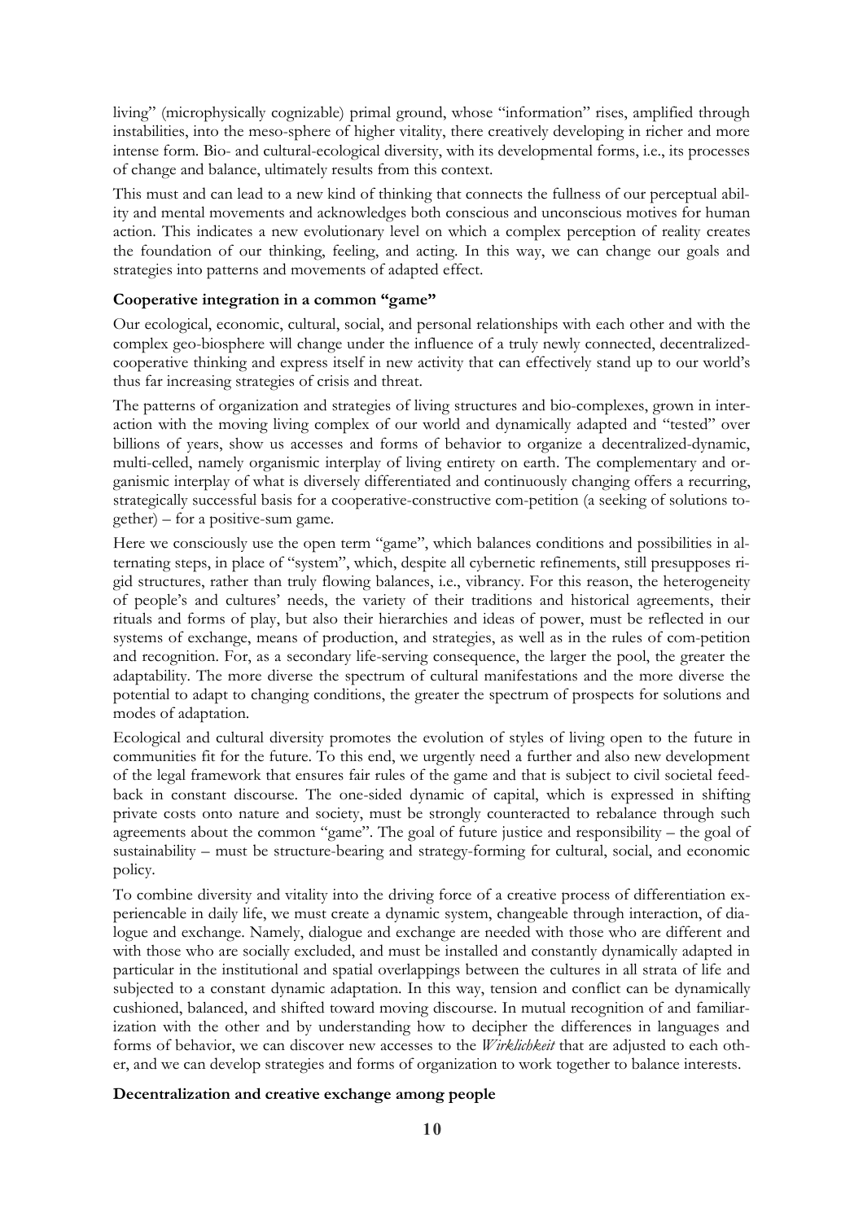living" (microphysically cognizable) primal ground, whose "information" rises, amplified through instabilities, into the meso-sphere of higher vitality, there creatively developing in richer and more intense form. Bio- and cultural-ecological diversity, with its developmental forms, i.e., its processes of change and balance, ultimately results from this context.

This must and can lead to a new kind of thinking that connects the fullness of our perceptual ability and mental movements and acknowledges both conscious and unconscious motives for human action. This indicates a new evolutionary level on which a complex perception of reality creates the foundation of our thinking, feeling, and acting. In this way, we can change our goals and strategies into patterns and movements of adapted effect.

**Cooperative integration in a common "game"**

Our ecological, economic, cultural, social, and personal relationships with each other and with the complex geo-biosphere will change under the influence of a truly newly connected, decentralized-cooperative thinking and express itself in new activity that can effectively stand up to our world's thus far increasing strategies of crisis and threat.

The patterns of organization and strategies of living structures and bio-complexes, grown in interaction with the moving living complex of our world and dynamically adapted and "tested" over billions of years, show us accesses and forms of behavior to organize a decentralized-dynamic, multi-celled, namely organismic interplay of living entirety on earth. The complementary and organismic interplay of what is diversely differentiated and continuously changing offers a recurring, strategically successful basis for a cooperative-constructive com-petition (a seeking of solutions together) – for a positive-sum game.

Here we consciously use the open term "game", which balances conditions and possibilities in alternating steps, in place of "system", which, despite all cybernetic refinements, still presupposes rigid structures, rather than truly flowing balances, i.e., vibrancy. For this reason, the heterogeneity of people's and cultures' needs, the variety of their traditions and historical agreements, their rituals and forms of play, but also their hierarchies and ideas of power, must be reflected in our systems of exchange, means of production, and strategies, as well as in the rules of com-petition and recognition. For, as a secondary life-serving consequence, the larger the pool, the greater the adaptability. The more diverse the spectrum of cultural manifestations and the more diverse the potential to adapt to changing conditions, the greater the spectrum of prospects for solutions and modes of adaptation.

Ecological and cultural diversity promotes the evolution of styles of living open to the future in communities fit for the future. To this end, we urgently need a further and also new development of the legal framework that ensures fair rules of the game and that is subject to civil societal feedback in constant discourse. The one-sided dynamic of capital, which is expressed in shifting private costs onto nature and society, must be strongly counteracted to rebalance through such agreements about the common "game". The goal of future justice and responsibility – the goal of sustainability – must be structure-bearing and strategy-forming for cultural, social, and economic policy.

To combine diversity and vitality into the driving force of a creative process of differentiation experiencable in daily life, we must create a dynamic system, changeable through interaction, of dialogue and exchange. Namely, dialogue and exchange are needed with those who are different and with those who are socially excluded, and must be installed and constantly dynamically adapted in particular in the institutional and spatial overlappings between the cultures in all strata of life and subjected to a constant dynamic adaptation. In this way, tension and conflict can be dynamically cushioned, balanced, and shifted toward moving discourse. In mutual recognition of and familiarization with the other and by understanding how to decipher the differences in languages and forms of behavior, we can discover new accesses to the *Wirklichkeit* that are adjusted to each other, and we can develop strategies and forms of organization to work together to balance interests.

**Decentralization and creative exchange among people**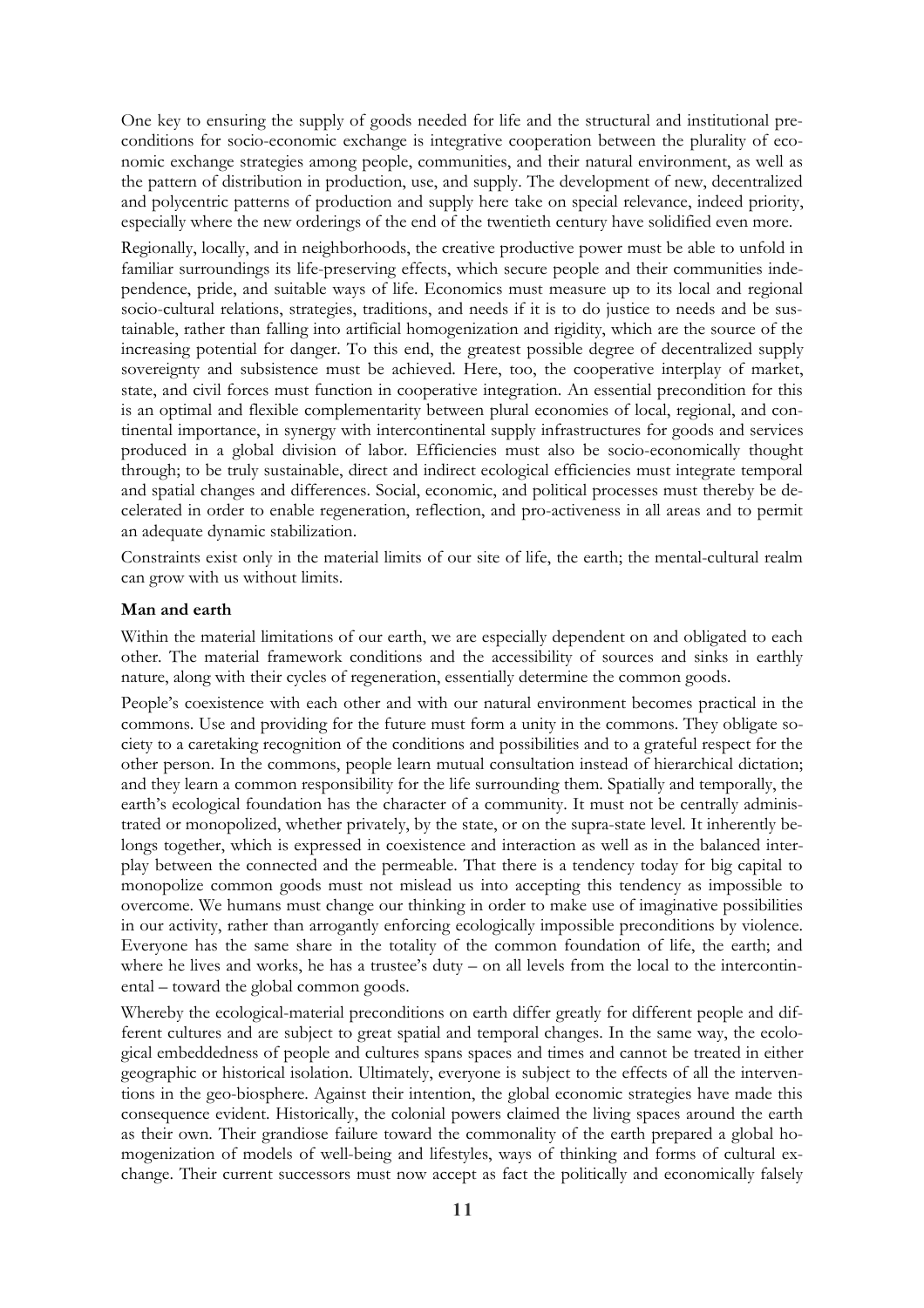One key to ensuring the supply of goods needed for life and the structural and institutional preconditions for socio-economic exchange is integrative cooperation between the plurality of economic exchange strategies among people, communities, and their natural environment, as well as the pattern of distribution in production, use, and supply. The development of new, decentralized and polycentric patterns of production and supply here take on special relevance, indeed priority, especially where the new orderings of the end of the twentieth century have solidified even more.

Regionally, locally, and in neighborhoods, the creative productive power must be able to unfold in familiar surroundings its life-preserving effects, which secure people and their communities independence, pride, and suitable ways of life. Economics must measure up to its local and regional socio-cultural relations, strategies, traditions, and needs if it is to do justice to needs and be sustainable, rather than falling into artificial homogenization and rigidity, which are the source of the increasing potential for danger. To this end, the greatest possible degree of decentralized supply sovereignty and subsistence must be achieved. Here, too, the cooperative interplay of market, state, and civil forces must function in cooperative integration. An essential precondition for this is an optimal and flexible complementarity between plural economies of local, regional, and continental importance, in synergy with intercontinental supply infrastructures for goods and services produced in a global division of labor. Efficiencies must also be socio-economically thought through; to be truly sustainable, direct and indirect ecological efficiencies must integrate temporal and spatial changes and differences. Social, economic, and political processes must thereby be decelerated in order to enable regeneration, reflection, and pro-activeness in all areas and to permit an adequate dynamic stabilization.

Constraints exist only in the material limits of our site of life, the earth; the mental-cultural realm can grow with us without limits.

**Man and earth**

Within the material limitations of our earth, we are especially dependent on and obligated to each other. The material framework conditions and the accessibility of sources and sinks in earthly nature, along with their cycles of regeneration, essentially determine the common goods.

People's coexistence with each other and with our natural environment becomes practical in the commons. Use and providing for the future must form a unity in the commons. They obligate society to a caretaking recognition of the conditions and possibilities and to a grateful respect for the other person. In the commons, people learn mutual consultation instead of hierarchical dictation; and they learn a common responsibility for the life surrounding them. Spatially and temporally, the earth's ecological foundation has the character of a community. It must not be centrally administered or monopolized, whether privately, by the state, or on the supra-state level. It inherently belongs together, which is expressed in coexistence and interaction as well as in the balanced interplay between the connected and the permeable. That there is a tendency today for big capital to monopolize common goods must not mislead us into accepting this tendency as impossible to overcome. We humans must change our thinking in order to make use of imaginative possibilities in our activity, rather than arrogantly enforcing ecologically impossible preconditions by violence. Everyone has the same share in the totality of the common foundation of life, the earth; and where he lives and works, he has a trustee's duty – on all levels from the local to the intercontinental – toward the global common goods.

Whereby the ecological-material preconditions on earth differ greatly for different people and different cultures and are subject to great spatial and temporal changes. In the same way, the ecological embeddedness of people and cultures spans spaces and times and cannot be treated in either geographic or historical isolation. Ultimately, everyone is subject to the effects of all the interventions in the geo-biosphere. Against their intention, the global economic strategies have made this consequence evident. Historically, the colonial powers claimed the living spaces around the earth as their own. Their grandiose failure toward the commonality of the earth prepared a global homogenization of models of well-being and lifestyles, ways of thinking and forms of cultural exchange. Their current successors must now accept as fact the politically and economically falsely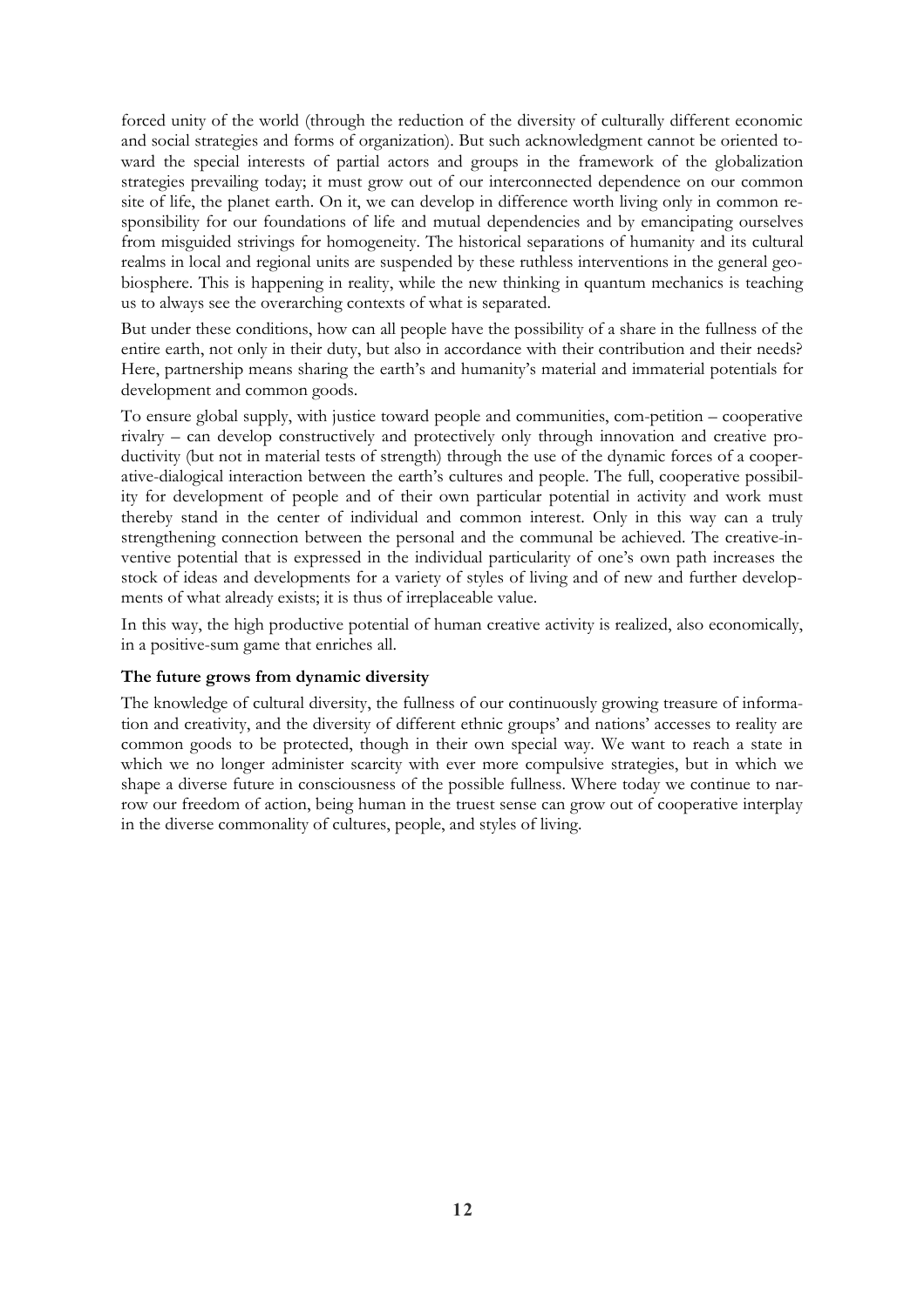forced unity of the world (through the reduction of the diversity of culturally different economic and social strategies and forms of organization). But such acknowledgment cannot be oriented toward the special interests of partial actors and groups in the framework of the globalization strategies prevailing today; it must grow out of our interconnected dependence on our common site of life, the planet earth. On it, we can develop in difference worth living only in common responsibility for our foundations of life and mutual dependencies and by emancipating ourselves from misguided strivings for homogeneity. The historical separations of humanity and its cultural realms in local and regional units are suspended by these ruthless interventions in the general geo-biosphere. This is happening in reality, while the new thinking in quantum mechanics is teaching us to always see the overarching contexts of what is separated.

But under these conditions, how can all people have the possibility of a share in the fullness of the entire earth, not only in their duty, but also in accordance with their contribution and their needs? Here, partnership means sharing the earth's and humanity's material and immaterial potentials for development and common goods.

To ensure global supply, with justice toward people and communities, com-petition – cooperative rivalry – can develop constructively and protectively only through innovation and creative productivity (but not in material tests of strength) through the use of the dynamic forces of a cooperative-dialogical interaction between the earth's cultures and people. The full, cooperative possibility for development of people and of their own particular potential in activity and work must thereby stand in the center of individual and common interest. Only in this way can a truly strengthening connection between the personal and the communal be achieved. The creative-inventive potential that is expressed in the individual particularity of one's own path increases the stock of ideas and developments for a variety of styles of living and of new and further developments of what already exists; it is thus of irreplaceable value.

In this way, the high productive potential of human creative activity is realized, also economically, in a positive-sum game that enriches all.

**The future grows from dynamic diversity**

The knowledge of cultural diversity, the fullness of our continuously growing treasure of information and creativity, and the diversity of different ethnic groups' and nations' accesses to reality are common goods to be protected, though in their own special way. We want to reach a state in which we no longer administer scarcity with ever more compulsive strategies, but in which we shape a diverse future in consciousness of the possible fullness. Where today we continue to narrow our freedom of action, being human in the truest sense can grow out of cooperative interplay in the diverse commonality of cultures, people, and styles of living.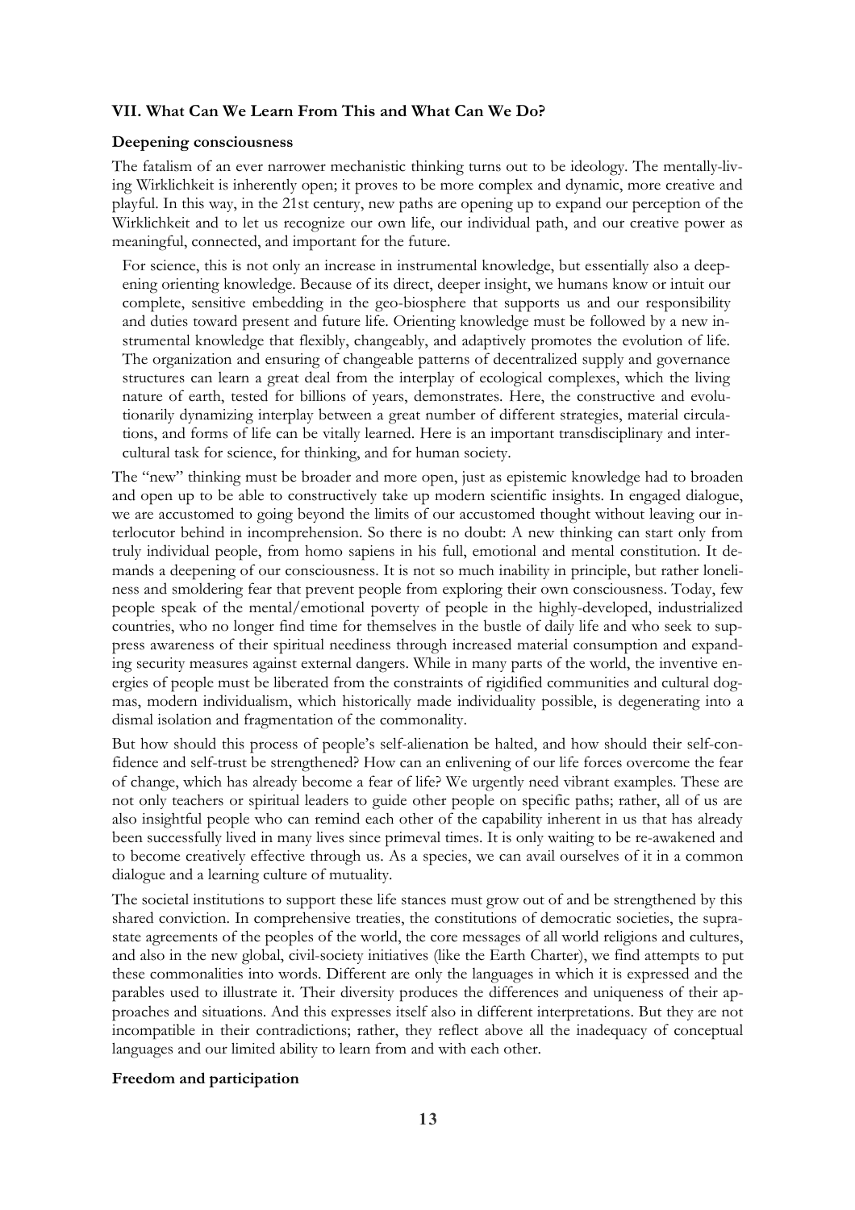### VII. What Can We Learn From This and What Can We Do?

#### Deepening consciousness

The fatalism of an ever narrower mechanistic thinking turns out to be ideology. The mentally-living Wirklichkeit is inherently open; it proves to be more complex and dynamic, more creative and playful. In this way, in the 21st century, new paths are opening up to expand our perception of the Wirklichkeit and to let us recognize our own life, our individual path, and our creative power as meaningful, connected, and important for the future.

> For science, this is not only an increase in instrumental knowledge, but essentially also a deepening orienting knowledge. Because of its direct, deeper insight, we humans know or intuit our complete, sensitive embedding in the geo-biosphere that supports us and our responsibility and duties toward present and future life. Orienting knowledge must be followed by a new instrumental knowledge that flexibly, changeably, and adaptively promotes the evolution of life. The organization and ensuring of changeable patterns of decentralized supply and governance structures can learn a great deal from the interplay of ecological complexes, which the living nature of earth, tested for billions of years, demonstrates. Here, the constructive and evolutionarily dynamizing interplay between a great number of different strategies, material circulations, and forms of life can be vitally learned. Here is an important transdisciplinary and intercultural task for science, for thinking, and for human society.

The "new" thinking must be broader and more open, just as epistemic knowledge had to broaden and open up to be able to constructively take up modern scientific insights. In engaged dialogue, we are accustomed to going beyond the limits of our accustomed thought without leaving our interlocutor behind in incomprehension. So there is no doubt: A new thinking can start only from truly individual people, from homo sapiens in his full, emotional and mental constitution. It demands a deepening of our consciousness. It is not so much inability in principle, but rather loneliness and smoldering fear that prevent people from exploring their own consciousness. Today, few people speak of the mental/emotional poverty of people in the highly-developed, industrialized countries, who no longer find time for themselves in the bustle of daily life and who seek to suppress awareness of their spiritual neediness through increased material consumption and expanding security measures against external dangers. While in many parts of the world, the inventive energies of people must be liberated from the constraints of rigidified communities and cultural dogmas, modern individualism, which historically made individuality possible, is degenerating into a dismal isolation and fragmentation of the commonality.

But how should this process of people's self-alienation be halted, and how should their self-confidence and self-trust be strengthened? How can an enlivening of our life forces overcome the fear of change, which has already become a fear of life? We urgently need vibrant examples. These are not only teachers or spiritual leaders to guide other people on specific paths; rather, all of us are also insightful people who can remind each other of the capability inherent in us that has already been successfully lived in many lives since primeval times. It is only waiting to be re-awakened and to become creatively effective through us. As a species, we can avail ourselves of it in a common dialogue and a learning culture of mutuality.

The societal institutions to support these life stances must grow out of and be strengthened by this shared conviction. In comprehensive treaties, the constitutions of democratic societies, the supra-state agreements of the peoples of the world, the core messages of all world religions and cultures, and also in the new global, civil-society initiatives (like the Earth Charter), we find attempts to put these commonalities into words. Different are only the languages in which it is expressed and the parables used to illustrate it. Their diversity produces the differences and uniqueness of their approaches and situations. And this expresses itself also in different interpretations. But they are not incompatible in their contradictions; rather, they reflect above all the inadequacy of conceptual languages and our limited ability to learn from and with each other.

#### Freedom and participation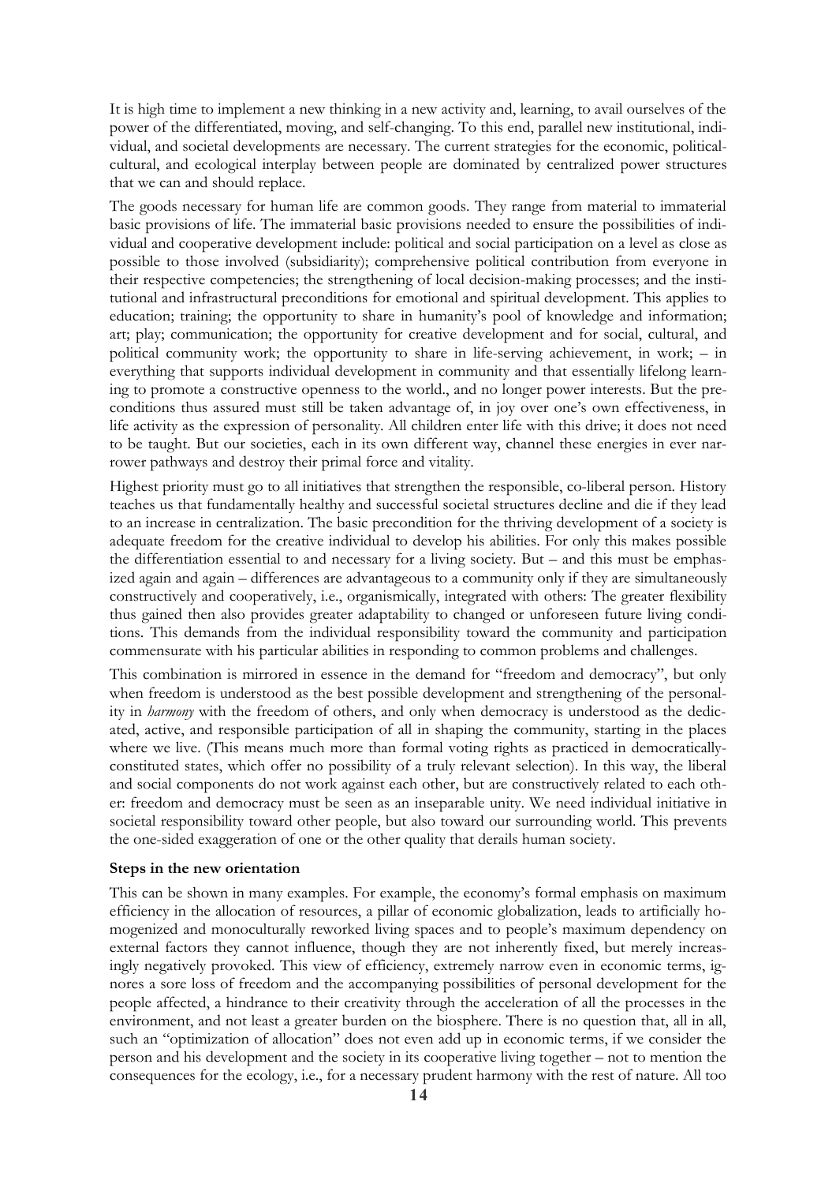It is high time to implement a new thinking in a new activity and, learning, to avail ourselves of the power of the differentiated, moving, and self-changing. To this end, parallel new institutional, individual, and societal developments are necessary. The current strategies for the economic, political-cultural, and ecological interplay between people are dominated by centralized power structures that we can and should replace.

The goods necessary for human life are common goods. They range from material to immaterial basic provisions of life. The immaterial basic provisions needed to ensure the possibilities of individual and cooperative development include: political and social participation on a level as close as possible to those involved (subsidiarity); comprehensive political contribution from everyone in their respective competencies; the strengthening of local decision-making processes; and the institutional and infrastructural preconditions for emotional and spiritual development. This applies to education; training; the opportunity to share in humanity's pool of knowledge and information; art; play; communication; the opportunity for creative development and for social, cultural, and political community work; the opportunity to share in life-serving achievement, in work; – in everything that supports individual development in community and that essentially lifelong learning to promote a constructive openness to the world., and no longer power interests. But the preconditions thus assured must still be taken advantage of, in joy over one's own effectiveness, in life activity as the expression of personality. All children enter life with this drive; it does not need to be taught. But our societies, each in its own different way, channel these energies in ever narrower pathways and destroy their primal force and vitality.

Highest priority must go to all initiatives that strengthen the responsible, co-liberal person. History teaches us that fundamentally healthy and successful societal structures decline and die if they lead to an increase in centralization. The basic precondition for the thriving development of a society is adequate freedom for the creative individual to develop his abilities. For only this makes possible the differentiation essential to and necessary for a living society. But – and this must be emphasized again and again – differences are advantageous to a community only if they are simultaneously constructively and cooperatively, i.e., organismically, integrated with others: The greater flexibility thus gained then also provides greater adaptability to changed or unforeseen future living conditions. This demands from the individual responsibility toward the community and participation commensurate with his particular abilities in responding to common problems and challenges.

This combination is mirrored in essence in the demand for "freedom and democracy", but only when freedom is understood as the best possible development and strengthening of the personality in *harmony* with the freedom of others, and only when democracy is understood as the dedicated, active, and responsible participation of all in shaping the community, starting in the places where we live. (This means much more than formal voting rights as practiced in democratically-constituted states, which offer no possibility of a truly relevant selection). In this way, the liberal and social components do not work against each other, but are constructively related to each other: freedom and democracy must be seen as an inseparable unity. We need individual initiative in societal responsibility toward other people, but also toward our surrounding world. This prevents the one-sided exaggeration of one or the other quality that derails human society.

**Steps in the new orientation**

This can be shown in many examples. For example, the economy's formal emphasis on maximum efficiency in the allocation of resources, a pillar of economic globalization, leads to artificially homogenized and monoculturally reworked living spaces and to people's maximum dependency on external factors they cannot influence, though they are not inherently fixed, but merely increasingly negatively provoked. This view of efficiency, extremely narrow even in economic terms, ignores a sore loss of freedom and the accompanying possibilities of personal development for the people affected, a hindrance to their creativity through the acceleration of all the processes in the environment, and not least a greater burden on the biosphere. There is no question that, all in all, such an "optimization of allocation" does not even add up in economic terms, if we consider the person and his development and the society in its cooperative living together – not to mention the consequences for the ecology, i.e., for a necessary prudent harmony with the rest of nature. All too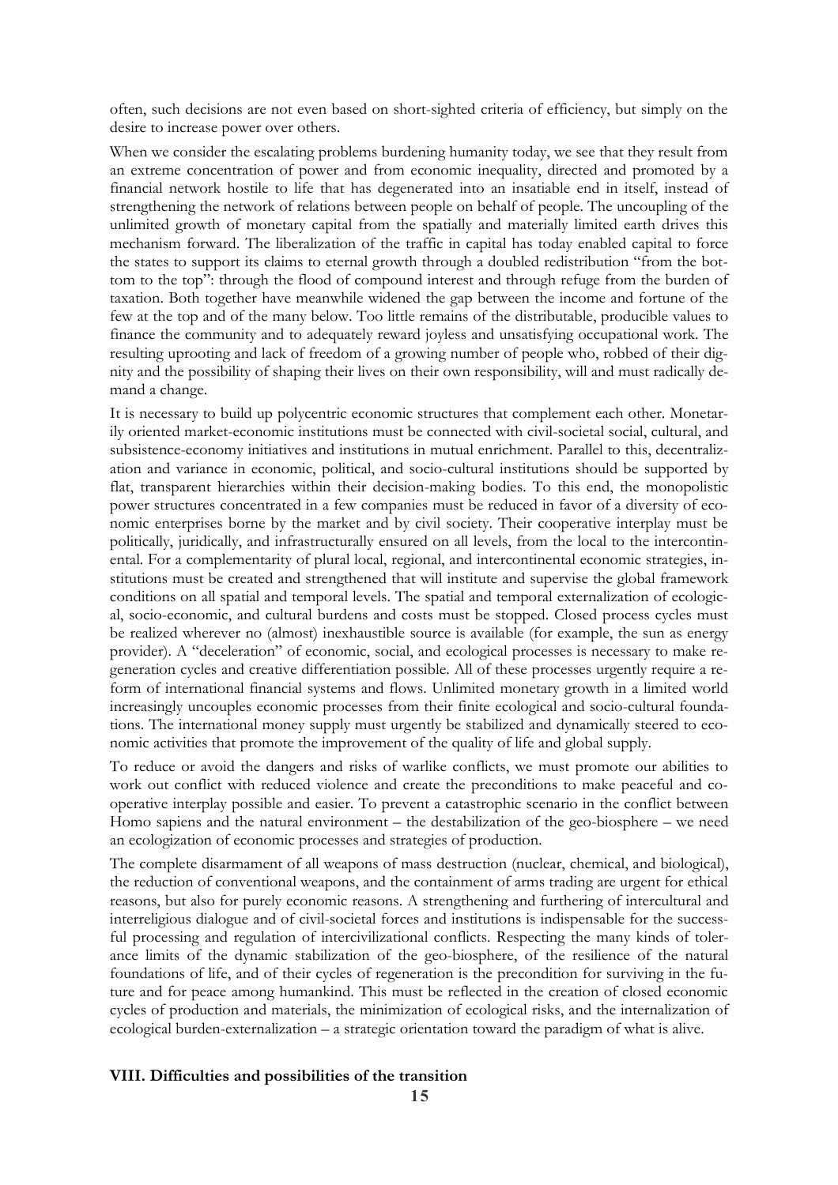often, such decisions are not even based on short-sighted criteria of efficiency, but simply on the desire to increase power over others.

When we consider the escalating problems burdening humanity today, we see that they result from an extreme concentration of power and from economic inequality, directed and promoted by a financial network hostile to life that has degenerated into an insatiable end in itself, instead of strengthening the network of relations between people on behalf of people. The uncoupling of the unlimited growth of monetary capital from the spatially and materially limited earth drives this mechanism forward. The liberalization of the traffic in capital has today enabled capital to force the states to support its claims to eternal growth through a doubled redistribution "from the bottom to the top": through the flood of compound interest and through refuge from the burden of taxation. Both together have meanwhile widened the gap between the income and fortune of the few at the top and of the many below. Too little remains of the distributable, producible values to finance the community and to adequately reward joyless and unsatisfying occupational work. The resulting uprooting and lack of freedom of a growing number of people who, robbed of their dignity and the possibility of shaping their lives on their own responsibility, will and must radically demand a change.

It is necessary to build up polycentric economic structures that complement each other. Monetarily oriented market-economic institutions must be connected with civil-societal social, cultural, and subsistence-economy initiatives and institutions in mutual enrichment. Parallel to this, decentralization and variance in economic, political, and socio-cultural institutions should be supported by flat, transparent hierarchies within their decision-making bodies. To this end, the monopolistic power structures concentrated in a few companies must be reduced in favor of a diversity of economic enterprises borne by the market and by civil society. Their cooperative interplay must be politically, juridically, and infrastructurally ensured on all levels, from the local to the intercontinental. For a complementarity of plural local, regional, and intercontinental economic strategies, institutions must be created and strengthened that will institute and supervise the global framework conditions on all spatial and temporal levels. The spatial and temporal externalization of ecological, socio-economic, and cultural burdens and costs must be stopped. Closed process cycles must be realized wherever no (almost) inexhaustible source is available (for example, the sun as energy provider). A "deceleration" of economic, social, and ecological processes is necessary to make regeneration cycles and creative differentiation possible. All of these processes urgently require a reform of international financial systems and flows. Unlimited monetary growth in a limited world increasingly uncouples economic processes from their finite ecological and socio-cultural foundations. The international money supply must urgently be stabilized and dynamically steered to economic activities that promote the improvement of the quality of life and global supply.

To reduce or avoid the dangers and risks of warlike conflicts, we must promote our abilities to work out conflict with reduced violence and create the preconditions to make peaceful and cooperative interplay possible and easier. To prevent a catastrophic scenario in the conflict between Homo sapiens and the natural environment – the destabilization of the geo-biosphere – we need an ecologization of economic processes and strategies of production.

The complete disarmament of all weapons of mass destruction (nuclear, chemical, and biological), the reduction of conventional weapons, and the containment of arms trading are urgent for ethical reasons, but also for purely economic reasons. A strengthening and furthering of intercultural and interreligious dialogue and of civil-societal forces and institutions is indispensable for the successful processing and regulation of intercivilizational conflicts. Respecting the many kinds of tolerance limits of the dynamic stabilization of the geo-biosphere, of the resilience of the natural foundations of life, and of their cycles of regeneration is the precondition for surviving in the future and for peace among humankind. This must be reflected in the creation of closed economic cycles of production and materials, the minimization of ecological risks, and the internalization of ecological burden-externalization – a strategic orientation toward the paradigm of what is alive.

## VIII. Difficulties and possibilities of the transition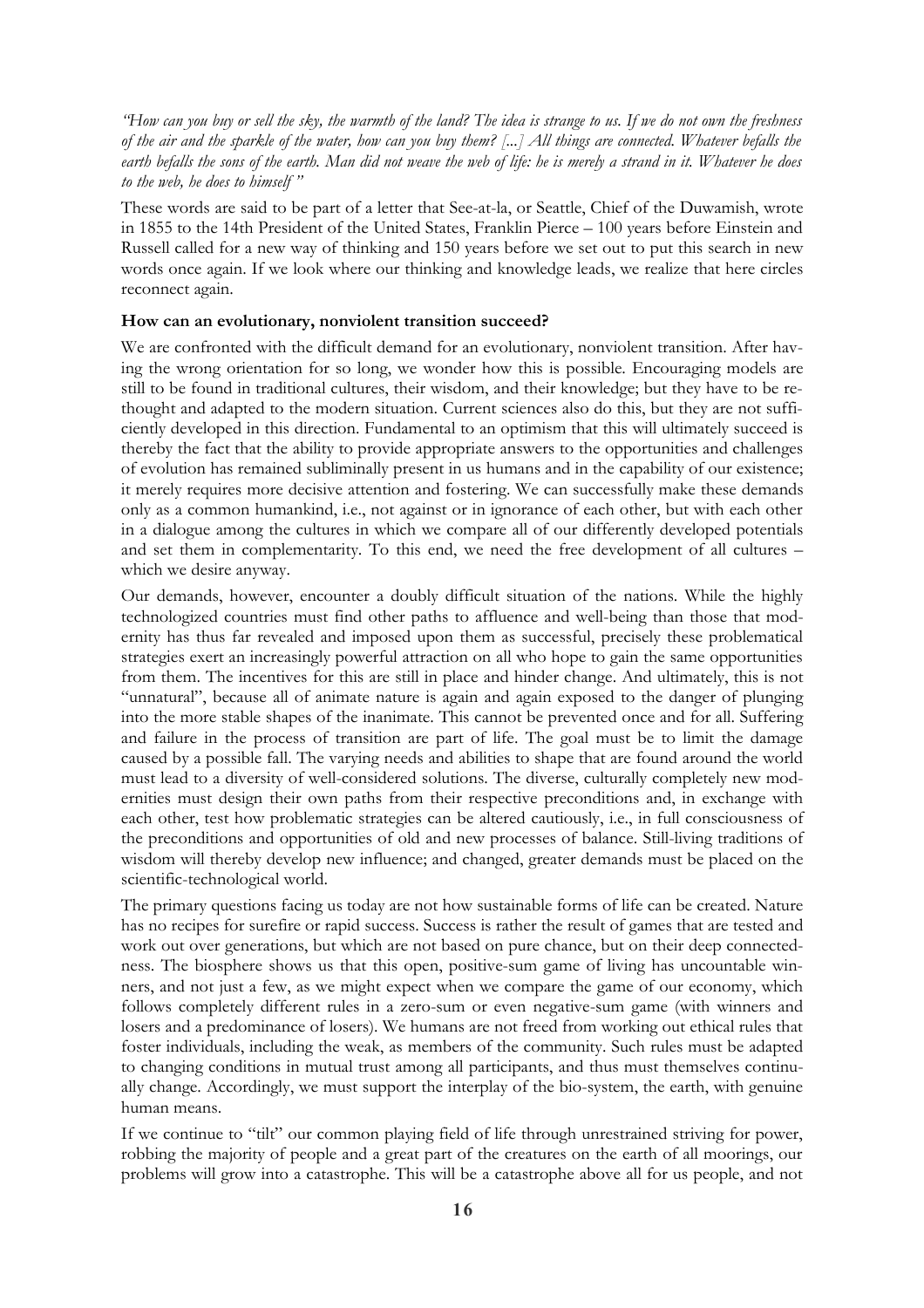*"How can you buy or sell the sky, the warmth of the land? The idea is strange to us. If we do not own the freshness of the air and the sparkle of the water, how can you buy them? [...] All things are connected. Whatever befalls the earth befalls the sons of the earth. Man did not weave the web of life: he is merely a strand in it. Whatever he does to the web, he does to himself "*

These words are said to be part of a letter that See-at-la, or Seattle, Chief of the Duwamish, wrote in 1855 to the 14th President of the United States, Franklin Pierce – 100 years before Einstein and Russell called for a new way of thinking and 150 years before we set out to put this search in new words once again. If we look where our thinking and knowledge leads, we realize that here circles reconnect again.

**How can an evolutionary, nonviolent transition succeed?**

We are confronted with the difficult demand for an evolutionary, nonviolent transition. After having the wrong orientation for so long, we wonder how this is possible. Encouraging models are still to be found in traditional cultures, their wisdom, and their knowledge; but they have to be rethought and adapted to the modern situation. Current sciences also do this, but they are not sufficiently developed in this direction. Fundamental to an optimism that this will ultimately succeed is thereby the fact that the ability to provide appropriate answers to the opportunities and challenges of evolution has remained subliminally present in us humans and in the capability of our existence; it merely requires more decisive attention and fostering. We can successfully make these demands only as a common humankind, i.e., not against or in ignorance of each other, but with each other in a dialogue among the cultures in which we compare all of our differently developed potentials and set them in complementarity. To this end, we need the free development of all cultures – which we desire anyway.

Our demands, however, encounter a doubly difficult situation of the nations. While the highly technologized countries must find other paths to affluence and well-being than those that modernity has thus far revealed and imposed upon them as successful, precisely these problematical strategies exert an increasingly powerful attraction on all who hope to gain the same opportunities from them. The incentives for this are still in place and hinder change. And ultimately, this is not "unnatural", because all of animate nature is again and again exposed to the danger of plunging into the more stable shapes of the inanimate. This cannot be prevented once and for all. Suffering and failure in the process of transition are part of life. The goal must be to limit the damage caused by a possible fall. The varying needs and abilities to shape that are found around the world must lead to a diversity of well-considered solutions. The diverse, culturally completely new modernities must design their own paths from their respective preconditions and, in exchange with each other, test how problematic strategies can be altered cautiously, i.e., in full consciousness of the preconditions and opportunities of old and new processes of balance. Still-living traditions of wisdom will thereby develop new influence; and changed, greater demands must be placed on the scientific-technological world.

The primary questions facing us today are not how sustainable forms of life can be created. Nature has no recipes for surefire or rapid success. Success is rather the result of games that are tested and work out over generations, but which are not based on pure chance, but on their deep connectedness. The biosphere shows us that this open, positive-sum game of living has uncountable winners, and not just a few, as we might expect when we compare the game of our economy, which follows completely different rules in a zero-sum or even negative-sum game (with winners and losers and a predominance of losers). We humans are not freed from working out ethical rules that foster individuals, including the weak, as members of the community. Such rules must be adapted to changing conditions in mutual trust among all participants, and thus must themselves continually change. Accordingly, we must support the interplay of the bio-system, the earth, with genuine human means.

If we continue to "tilt" our common playing field of life through unrestrained striving for power, robbing the majority of people and a great part of the creatures on the earth of all moorings, our problems will grow into a catastrophe. This will be a catastrophe above all for us people, and not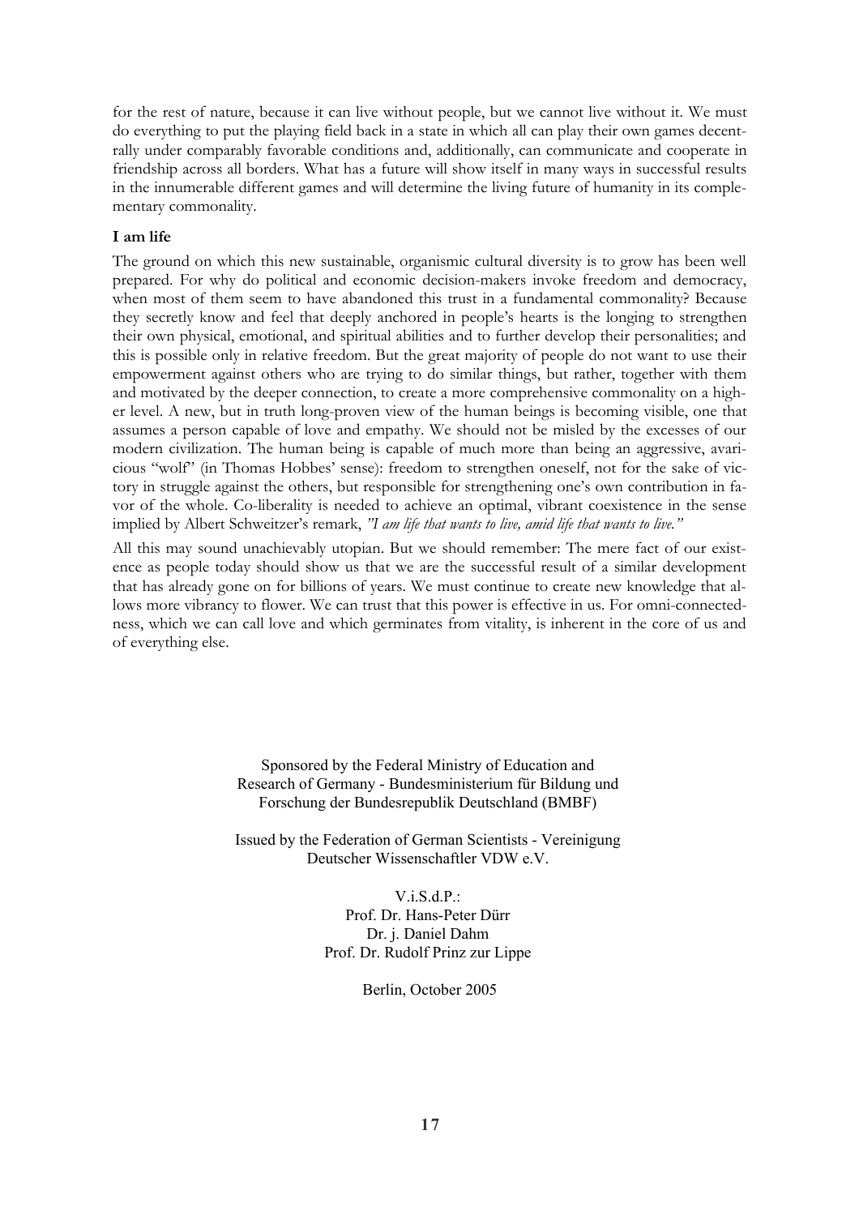for the rest of nature, because it can live without people, but we cannot live without it. We must do everything to put the playing field back in a state in which all can play their own games decentrally under comparably favorable conditions and, additionally, can communicate and cooperate in friendship across all borders. What has a future will show itself in many ways in successful results in the innumerable different games and will determine the living future of humanity in its complementary commonality.

**I am life**

The ground on which this new sustainable, organismic cultural diversity is to grow has been well prepared. For why do political and economic decision-makers invoke freedom and democracy, when most of them seem to have abandoned this trust in a fundamental commonality? Because they secretly know and feel that deeply anchored in people's hearts is the longing to strengthen their own physical, emotional, and spiritual abilities and to further develop their personalities; and this is possible only in relative freedom. But the great majority of people do not want to use their empowerment against others who are trying to do similar things, but rather, together with them and motivated by the deeper connection, to create a more comprehensive commonality on a higher level. A new, but in truth long-proven view of the human beings is becoming visible, one that assumes a person capable of love and empathy. We should not be misled by the excesses of our modern civilization. The human being is capable of much more than being an aggressive, avaricious "wolf" (in Thomas Hobbes' sense): freedom to strengthen oneself, not for the sake of victory in struggle against the others, but responsible for strengthening one's own contribution in favor of the whole. Co-liberality is needed to achieve an optimal, vibrant coexistence in the sense implied by Albert Schweitzer's remark, *"I am life that wants to live, amid life that wants to live."*

All this may sound unachievably utopian. But we should remember: The mere fact of our existence as people today should show us that we are the successful result of a similar development that has already gone on for billions of years. We must continue to create new knowledge that allows more vibrancy to flower. We can trust that this power is effective in us. For omni-connectedness, which we can call love and which germinates from vitality, is inherent in the core of us and of everything else.

Sponsored by the Federal Ministry of Education and Research of Germany - Bundesministerium für Bildung und Forschung der Bundesrepublik Deutschland (BMBF)

Issued by the Federation of German Scientists - Vereinigung Deutscher Wissenschaftler VDW e.V.

V.i.S.d.P.:
Prof. Dr. Hans-Peter Dürr
Dr. j. Daniel Dahm
Prof. Dr. Rudolf Prinz zur Lippe

Berlin, October 2005